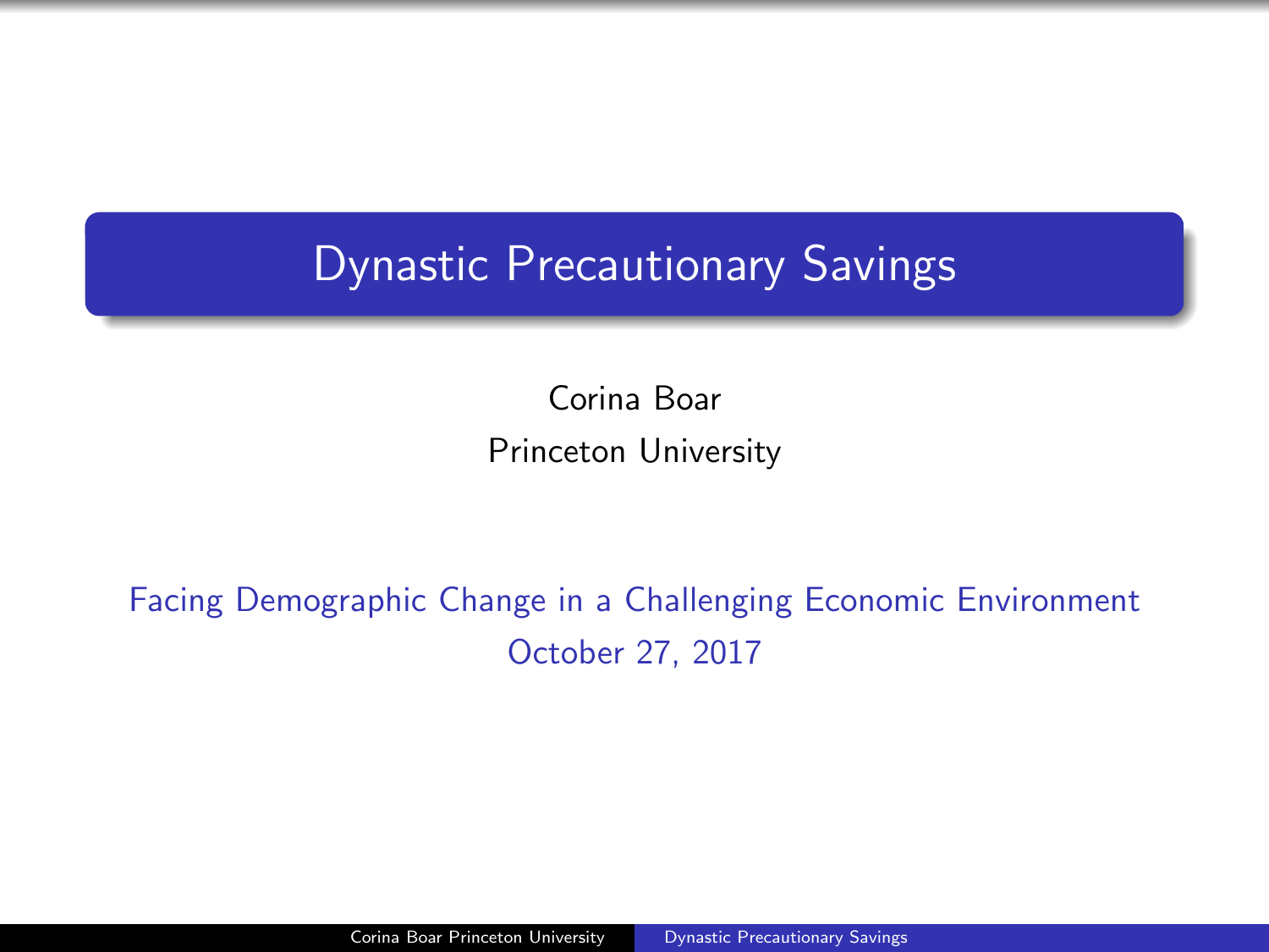# Dynastic Precautionary Savings

Corina Boar
Princeton University

Facing Demographic Change in a Challenging Economic Environment
October 27, 2017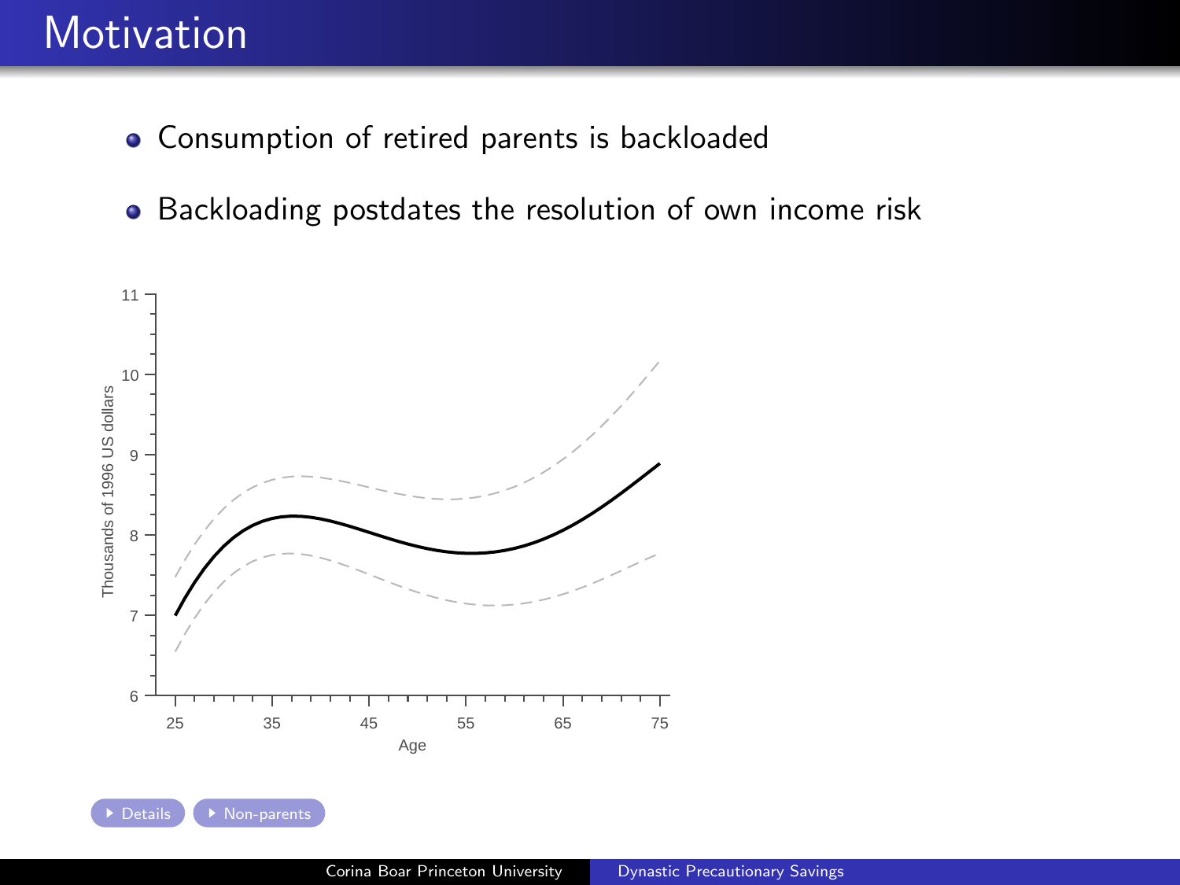# Motivation

- Consumption of retired parents is backloaded
- Backloading postdates the resolution of own income risk

Details   Non-parents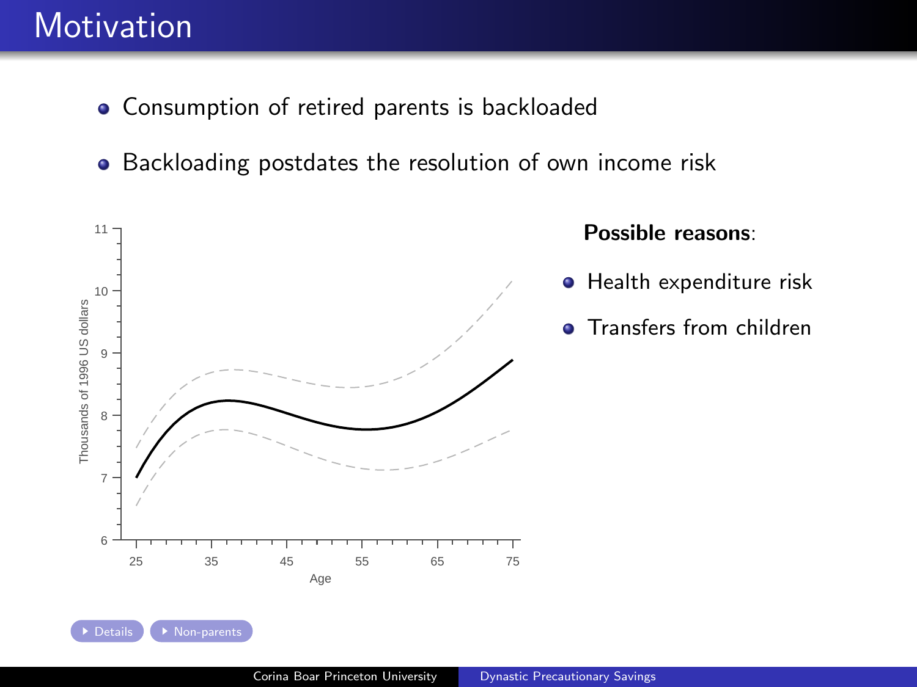# Motivation

- Consumption of retired parents is backloaded
- Backloading postdates the resolution of own income risk

**Possible reasons**:

- Health expenditure risk
- Transfers from children

Details | Non-parents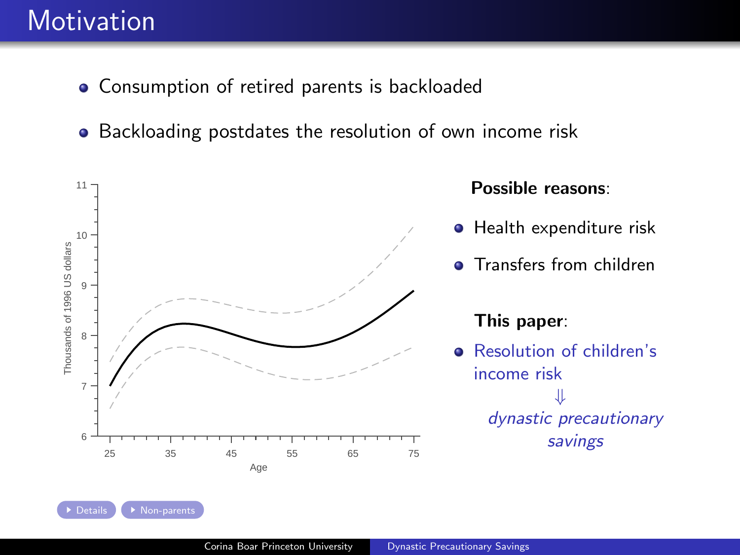# Motivation

- Consumption of retired parents is backloaded
- Backloading postdates the resolution of own income risk

**Possible reasons**:

- Health expenditure risk
- Transfers from children

**This paper**:

- Resolution of children's income risk

$\Downarrow$

*dynastic precautionary savings*

Details | Non-parents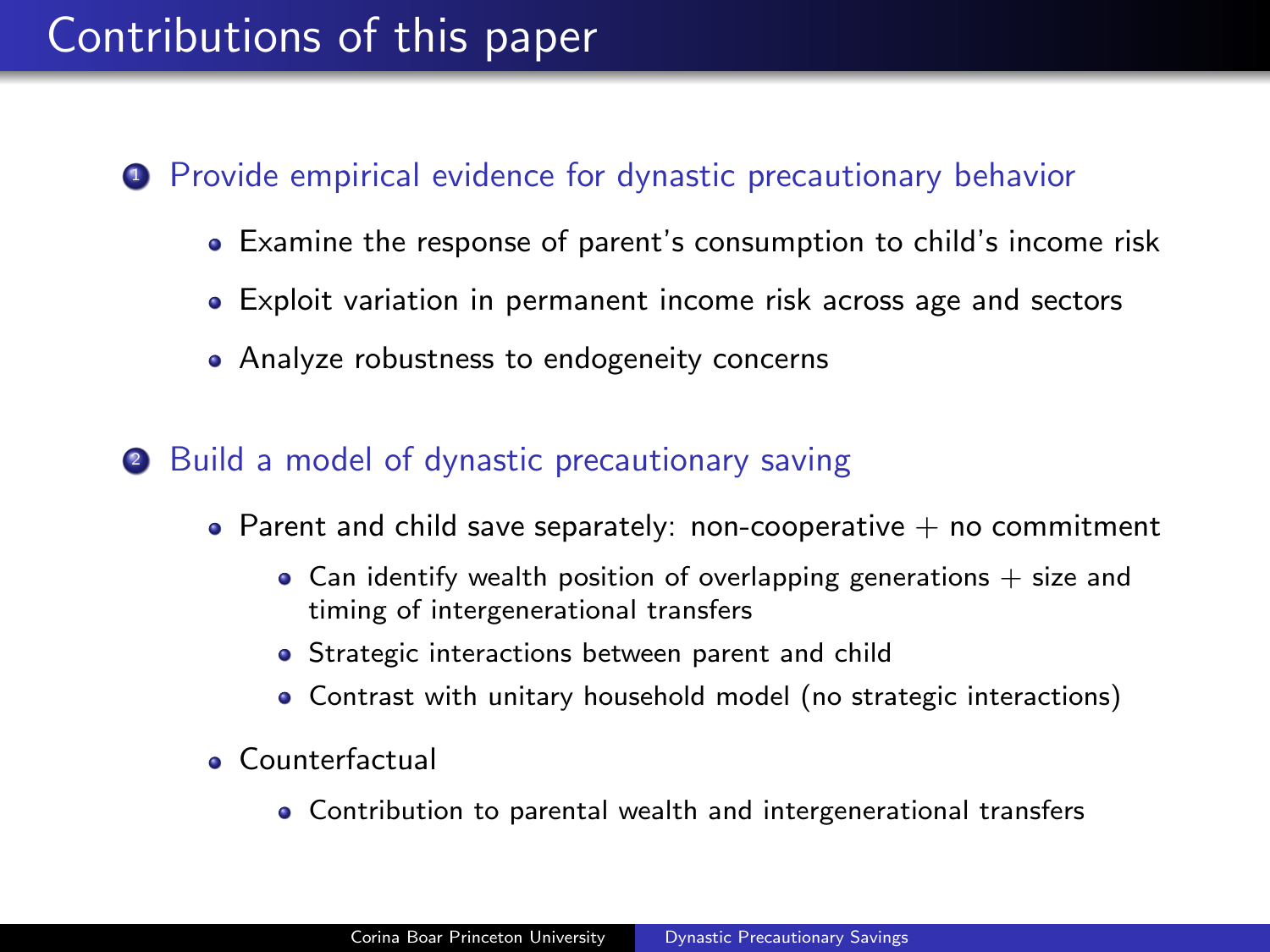# Contributions of this paper

1. Provide empirical evidence for dynastic precautionary behavior
   - Examine the response of parent's consumption to child's income risk
   - Exploit variation in permanent income risk across age and sectors
   - Analyze robustness to endogeneity concerns

2. Build a model of dynastic precautionary saving
   - Parent and child save separately: non-cooperative + no commitment
     - Can identify wealth position of overlapping generations + size and timing of intergenerational transfers
     - Strategic interactions between parent and child
     - Contrast with unitary household model (no strategic interactions)
   - Counterfactual
     - Contribution to parental wealth and intergenerational transfers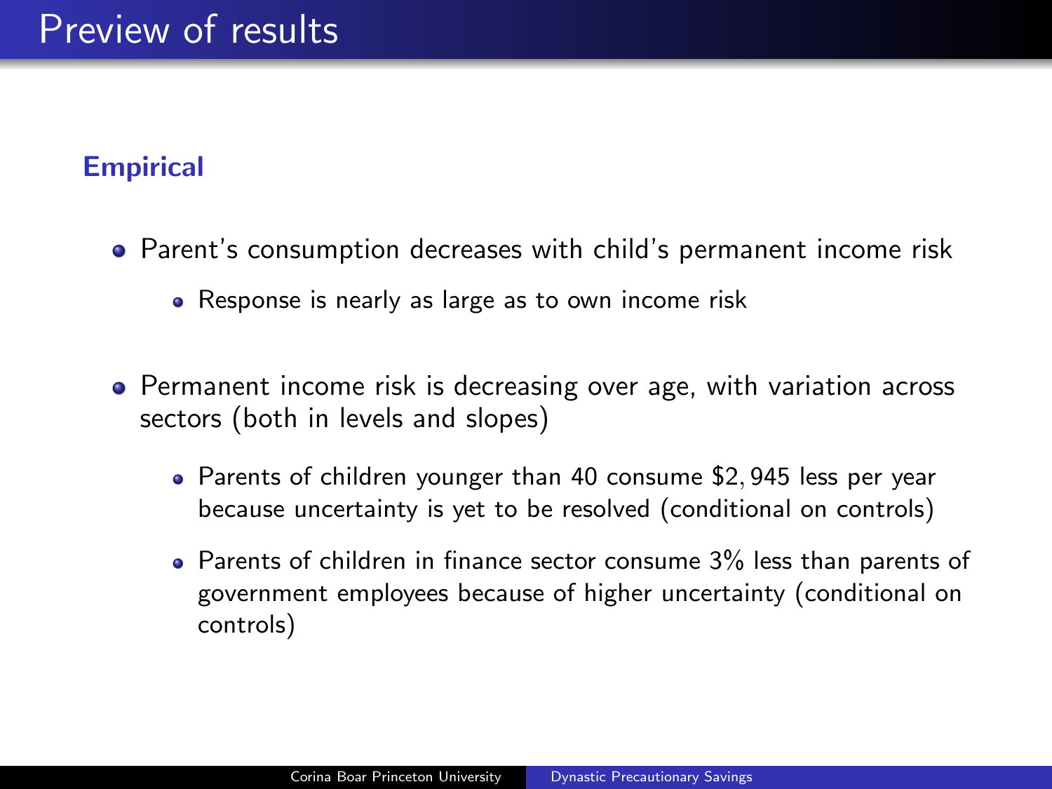# Preview of results

### Empirical

- Parent's consumption decreases with child's permanent income risk
  - Response is nearly as large as to own income risk
- Permanent income risk is decreasing over age, with variation across sectors (both in levels and slopes)
  - Parents of children younger than 40 consume $2,945 less per year because uncertainty is yet to be resolved (conditional on controls)
  - Parents of children in finance sector consume 3% less than parents of government employees because of higher uncertainty (conditional on controls)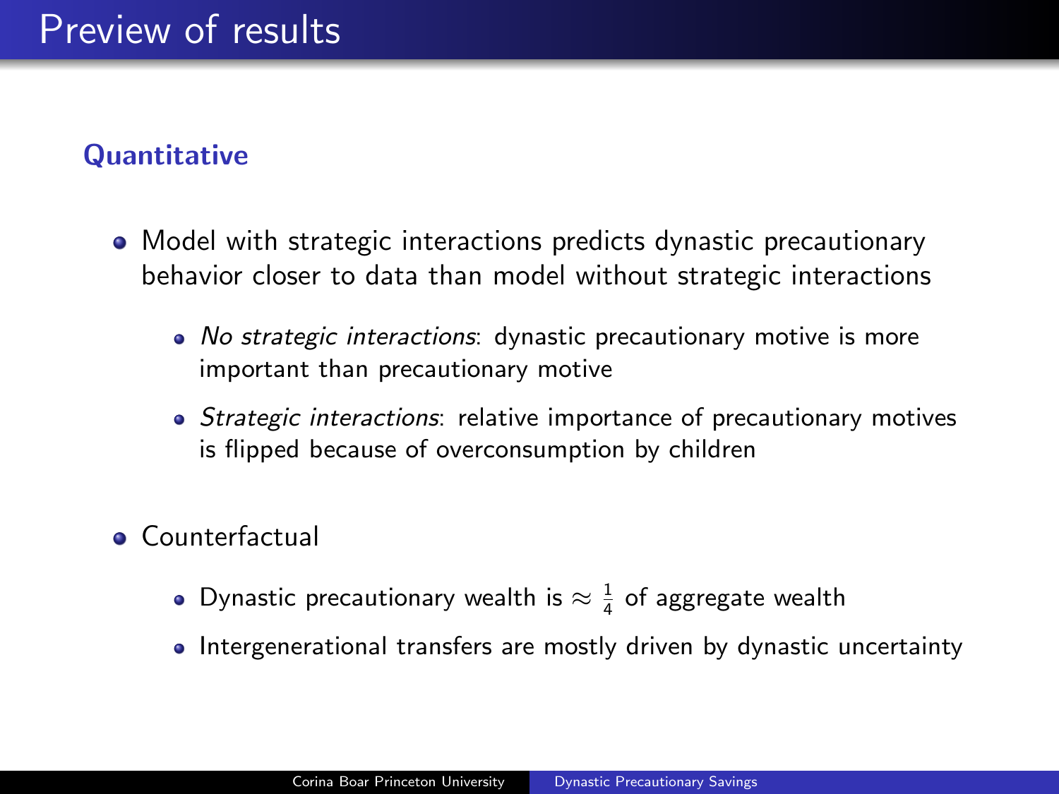# Preview of results

## Quantitative

- Model with strategic interactions predicts dynastic precautionary behavior closer to data than model without strategic interactions
  - *No strategic interactions*: dynastic precautionary motive is more important than precautionary motive
  - *Strategic interactions*: relative importance of precautionary motives is flipped because of overconsumption by children
- Counterfactual
  - Dynastic precautionary wealth is $\approx \frac{1}{4}$ of aggregate wealth
  - Intergenerational transfers are mostly driven by dynastic uncertainty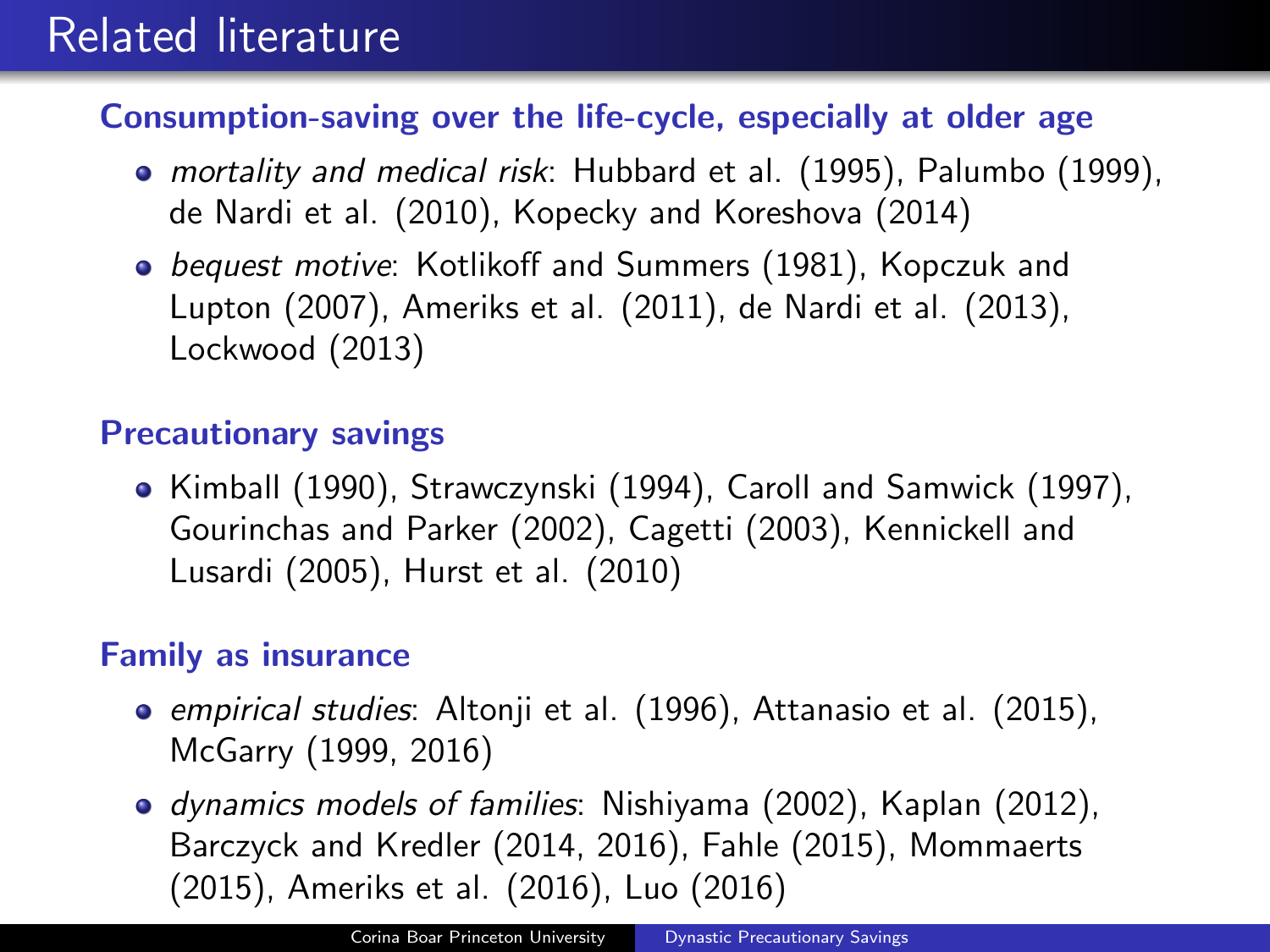# Related literature

### Consumption-saving over the life-cycle, especially at older age

- *mortality and medical risk*: Hubbard et al. (1995), Palumbo (1999), de Nardi et al. (2010), Kopecky and Koreshova (2014)
- *bequest motive*: Kotlikoff and Summers (1981), Kopczuk and Lupton (2007), Ameriks et al. (2011), de Nardi et al. (2013), Lockwood (2013)

### Precautionary savings

- Kimball (1990), Strawczynski (1994), Caroll and Samwick (1997), Gourinchas and Parker (2002), Cagetti (2003), Kennickell and Lusardi (2005), Hurst et al. (2010)

### Family as insurance

- *empirical studies*: Altonji et al. (1996), Attanasio et al. (2015), McGarry (1999, 2016)
- *dynamics models of families*: Nishiyama (2002), Kaplan (2012), Barczyck and Kredler (2014, 2016), Fahle (2015), Mommaerts (2015), Ameriks et al. (2016), Luo (2016)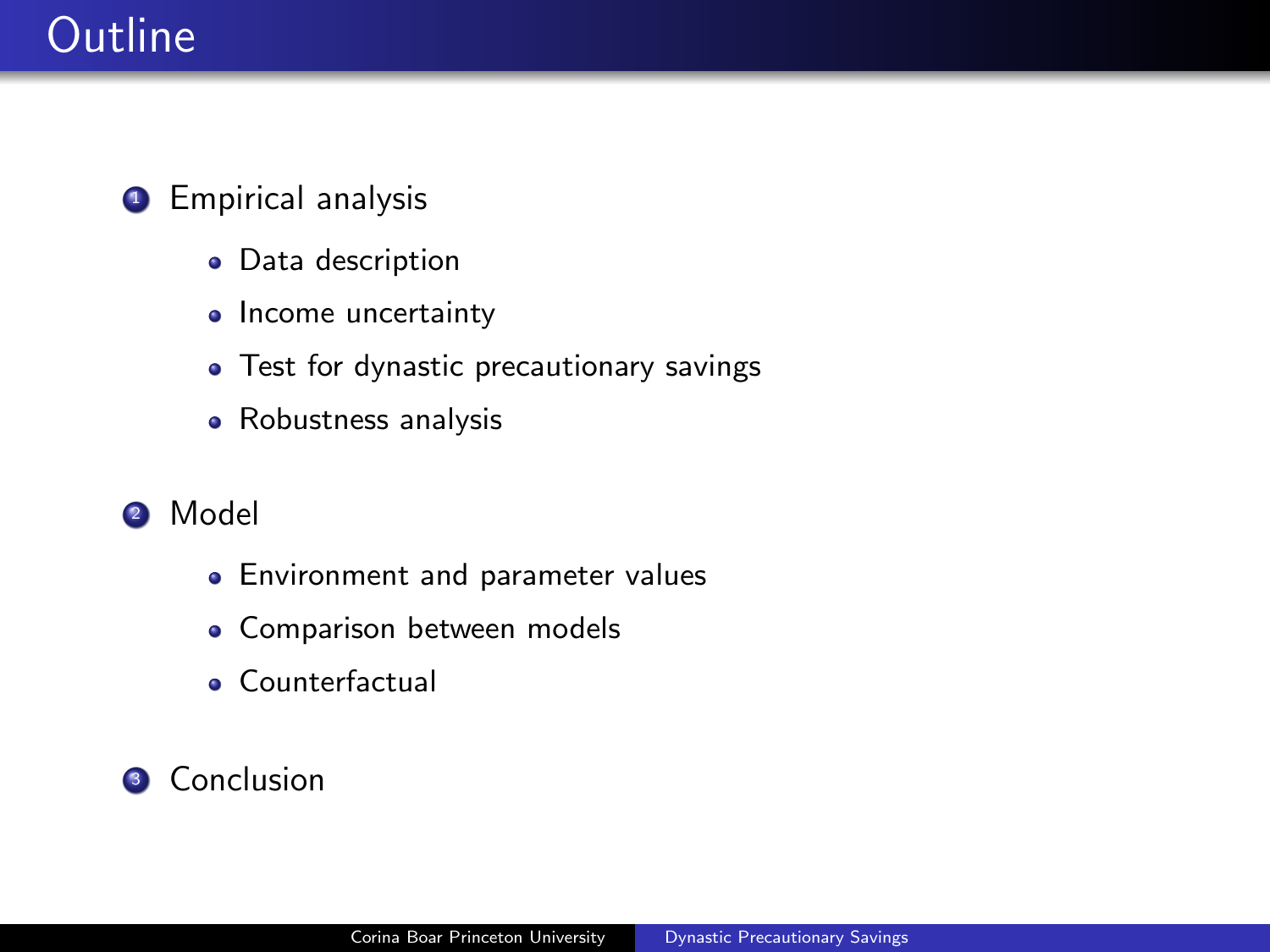# Outline

1. Empirical analysis
   - Data description
   - Income uncertainty
   - Test for dynastic precautionary savings
   - Robustness analysis
2. Model
   - Environment and parameter values
   - Comparison between models
   - Counterfactual
3. Conclusion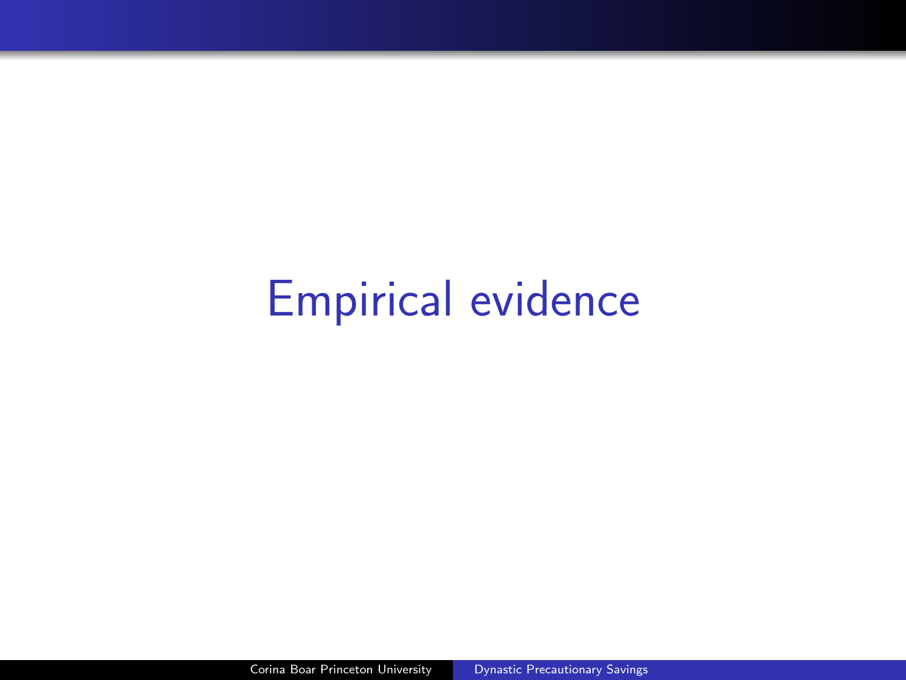# Empirical evidence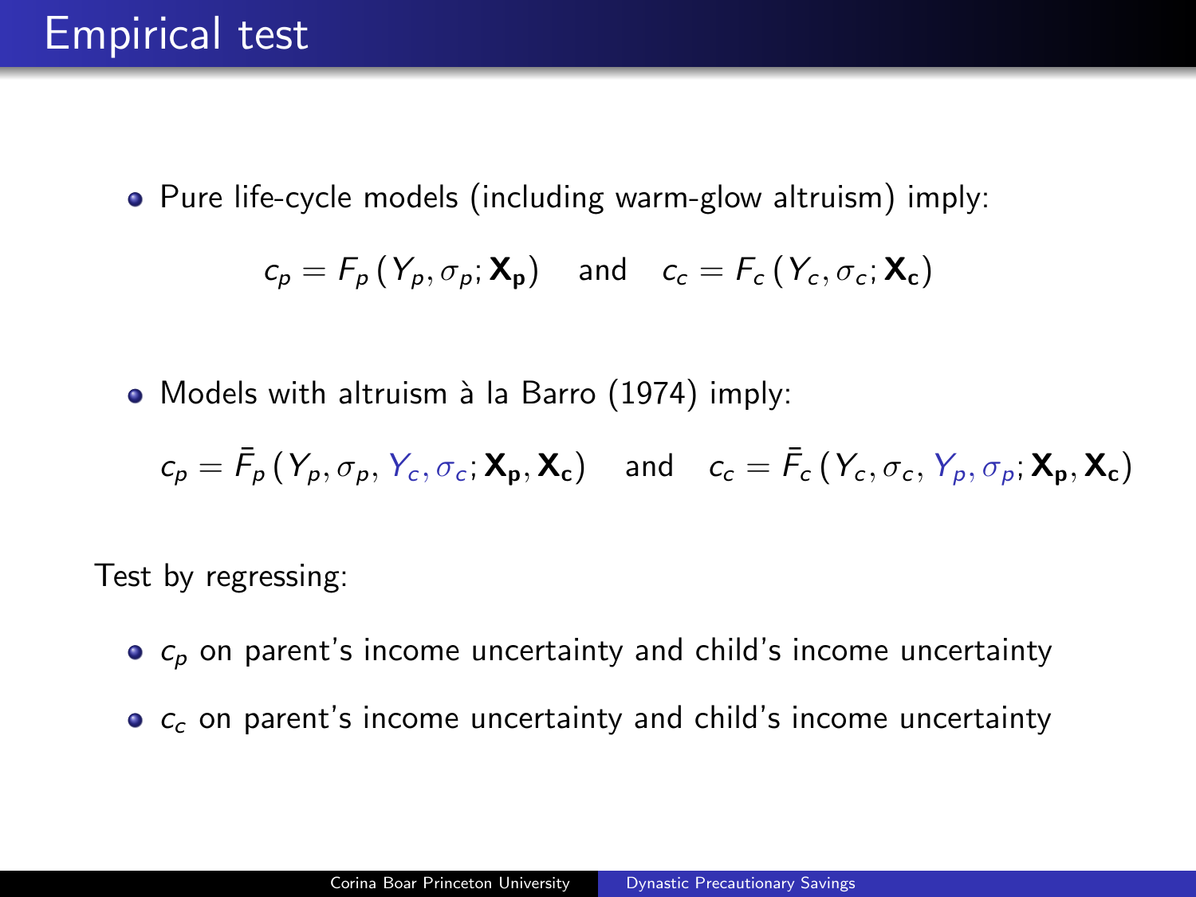# Empirical test

- Pure life-cycle models (including warm-glow altruism) imply:

$$c_p = F_p\left(Y_p, \sigma_p; \mathbf{X_p}\right) \quad \text{and} \quad c_c = F_c\left(Y_c, \sigma_c; \mathbf{X_c}\right)$$

- Models with altruism à la Barro (1974) imply:

$$c_p = \bar{F}_p\left(Y_p, \sigma_p, Y_c, \sigma_c; \mathbf{X_p}, \mathbf{X_c}\right) \quad \text{and} \quad c_c = \bar{F}_c\left(Y_c, \sigma_c, Y_p, \sigma_p; \mathbf{X_p}, \mathbf{X_c}\right)$$

Test by regressing:

- $c_p$ on parent's income uncertainty and child's income uncertainty
- $c_c$ on parent's income uncertainty and child's income uncertainty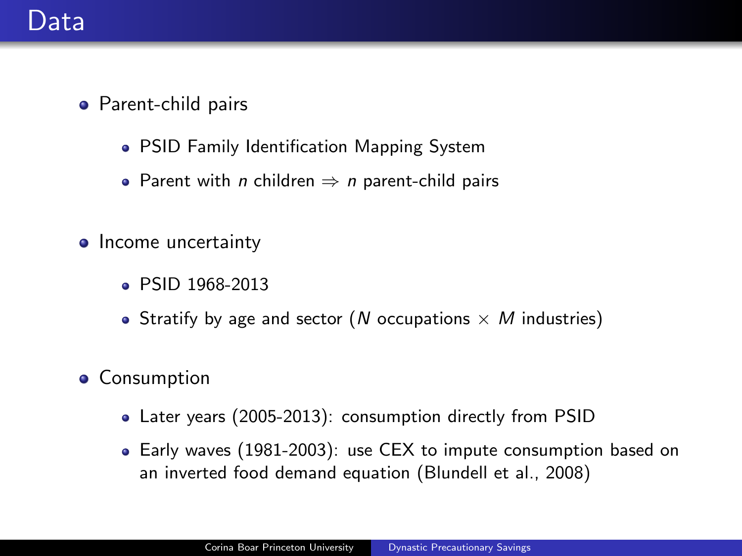# Data

- Parent-child pairs
  - PSID Family Identification Mapping System
  - Parent with $n$ children $\Rightarrow$ $n$ parent-child pairs
- Income uncertainty
  - PSID 1968-2013
  - Stratify by age and sector ($N$ occupations $\times$ $M$ industries)
- Consumption
  - Later years (2005-2013): consumption directly from PSID
  - Early waves (1981-2003): use CEX to impute consumption based on an inverted food demand equation (Blundell et al., 2008)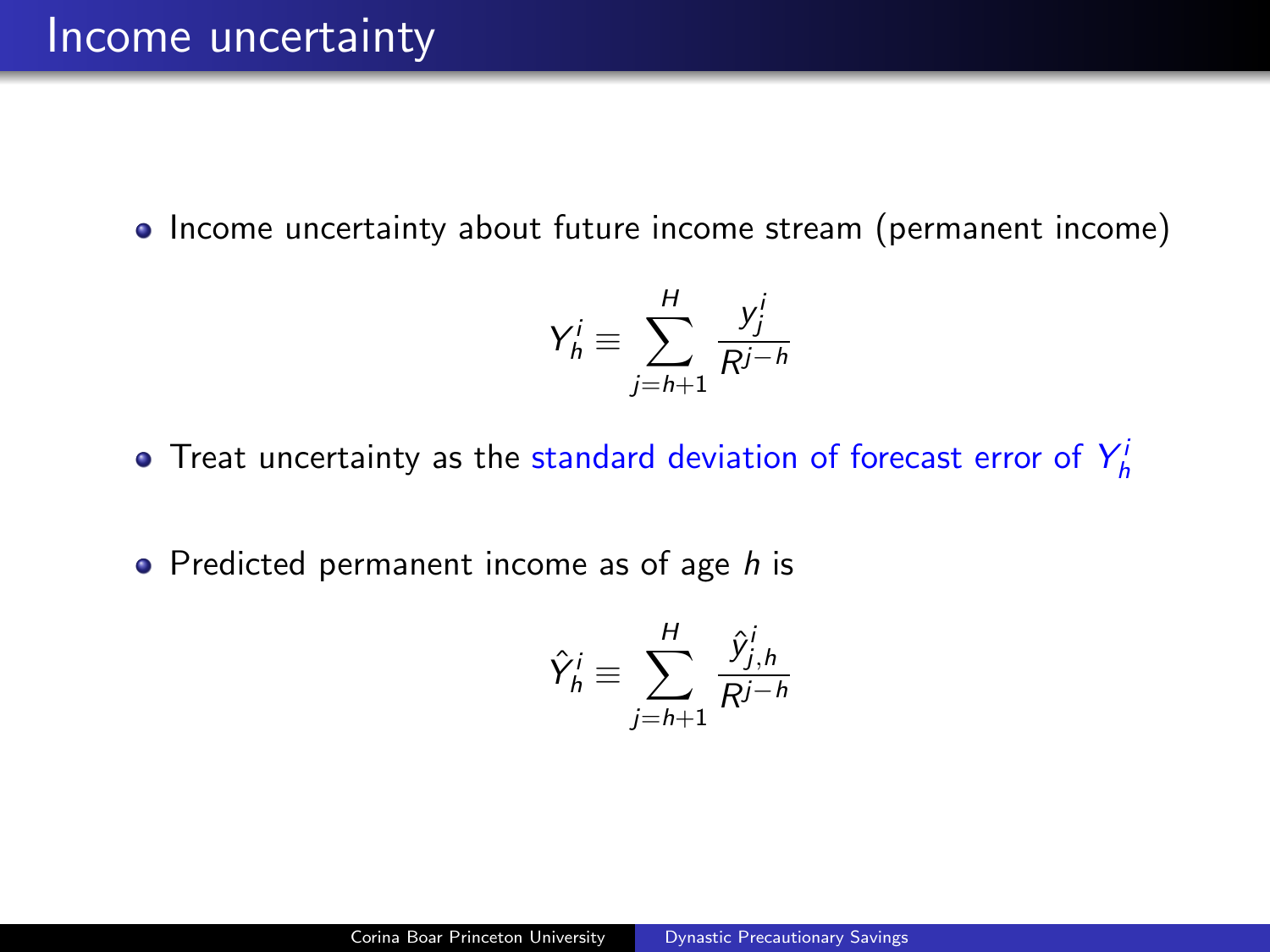# Income uncertainty

- Income uncertainty about future income stream (permanent income)

$$Y_h^i \equiv \sum_{j=h+1}^{H} \frac{y_j^i}{R^{j-h}}$$

- Treat uncertainty as the standard deviation of forecast error of $Y_h^i$

- Predicted permanent income as of age $h$ is

$$\hat{Y}_h^i \equiv \sum_{j=h+1}^{H} \frac{\hat{y}_{j,h}^i}{R^{j-h}}$$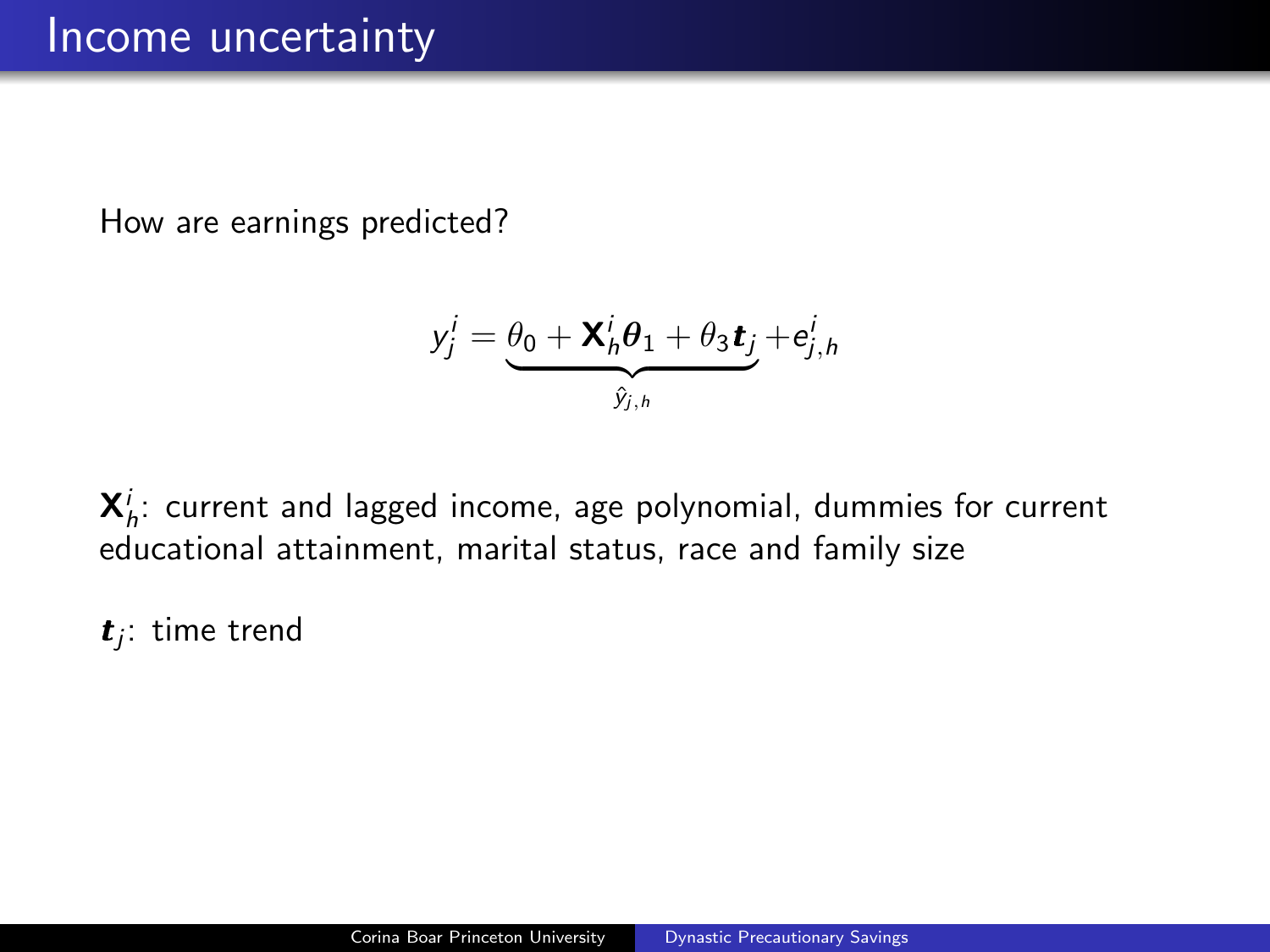# Income uncertainty

How are earnings predicted?

$$y_j^i = \underbrace{\theta_0 + \mathbf{X}_h^i \boldsymbol{\theta}_1 + \theta_3 \boldsymbol{t}_j}_{\hat{y}_{j,h}} + e_{j,h}^i$$

$\mathbf{X}_h^i$: current and lagged income, age polynomial, dummies for current educational attainment, marital status, race and family size

$\boldsymbol{t}_j$: time trend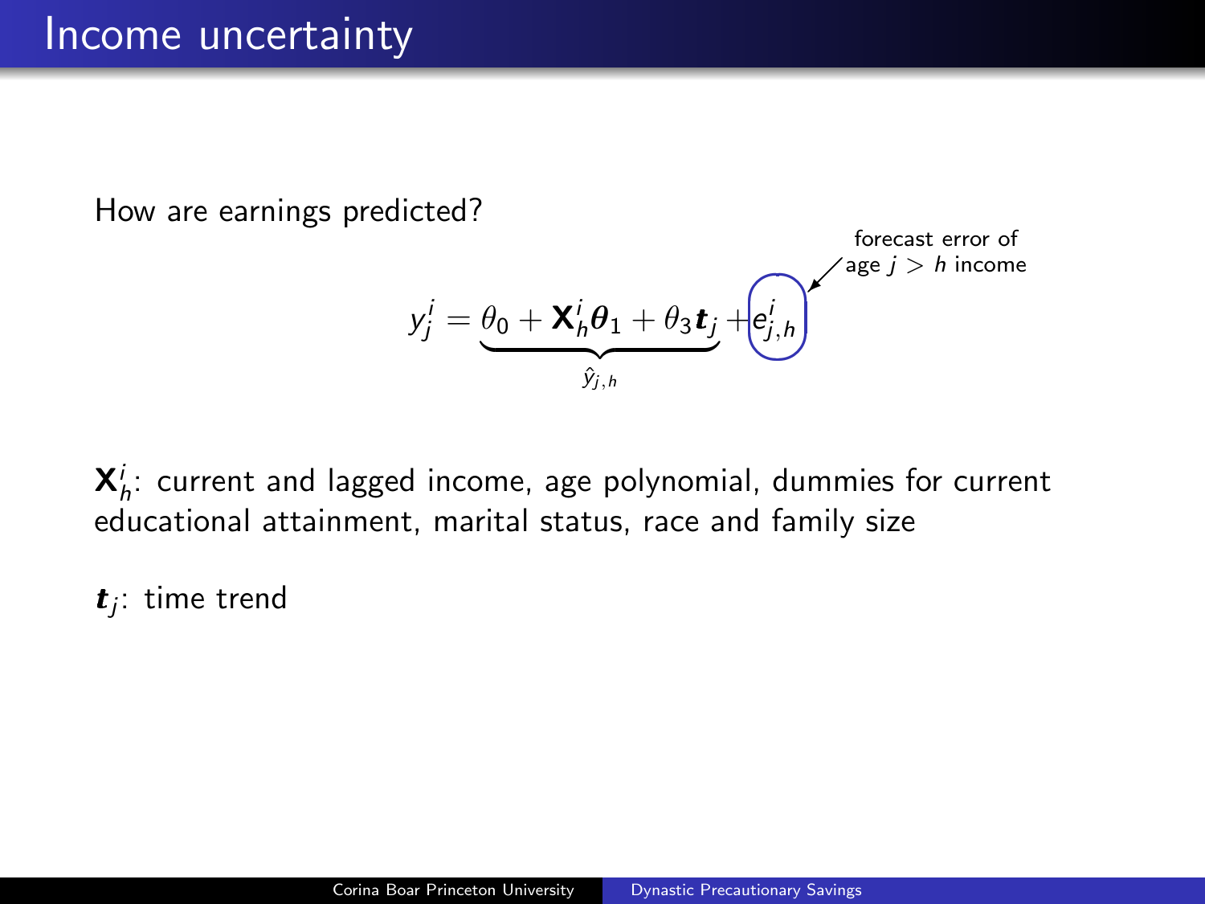# Income uncertainty

How are earnings predicted?

$$y_j^i = \underbrace{\theta_0 + \mathbf{X}_h^i \boldsymbol{\theta}_1 + \theta_3 \boldsymbol{t}_j}_{\hat{y}_{j,h}} + e_{j,h}^i$$

forecast error of age $j > h$ income

$\mathbf{X}_h^i$: current and lagged income, age polynomial, dummies for current educational attainment, marital status, race and family size

$\boldsymbol{t}_j$: time trend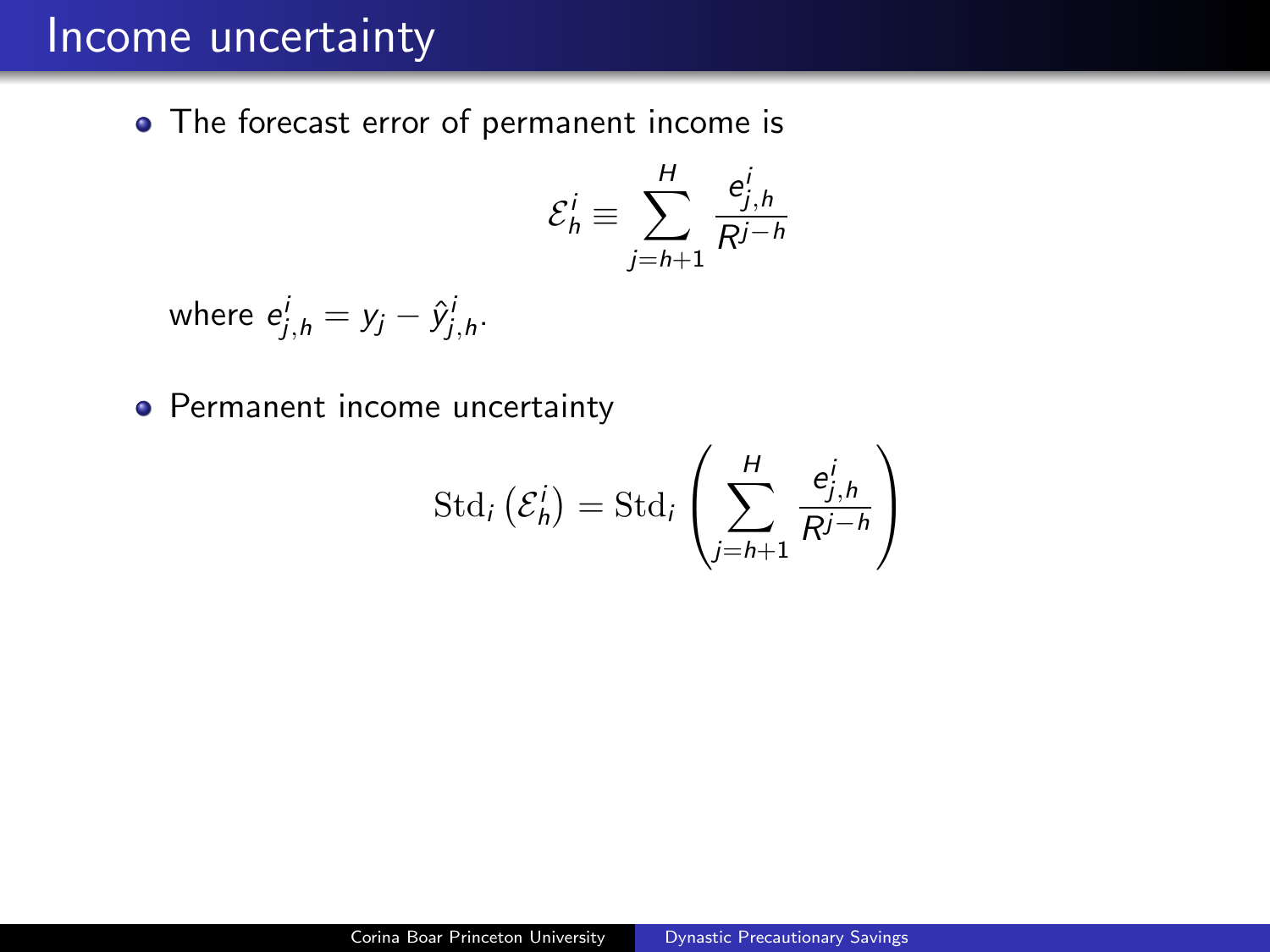# Income uncertainty

- The forecast error of permanent income is

$$\mathcal{E}_h^i \equiv \sum_{j=h+1}^{H} \frac{e_{j,h}^i}{R^{j-h}}$$

where $e_{j,h}^i = y_j - \hat{y}_{j,h}^i$.

- Permanent income uncertainty

$$\mathrm{Std}_i \left( \mathcal{E}_h^i \right) = \mathrm{Std}_i \left( \sum_{j=h+1}^{H} \frac{e_{j,h}^i}{R^{j-h}} \right)$$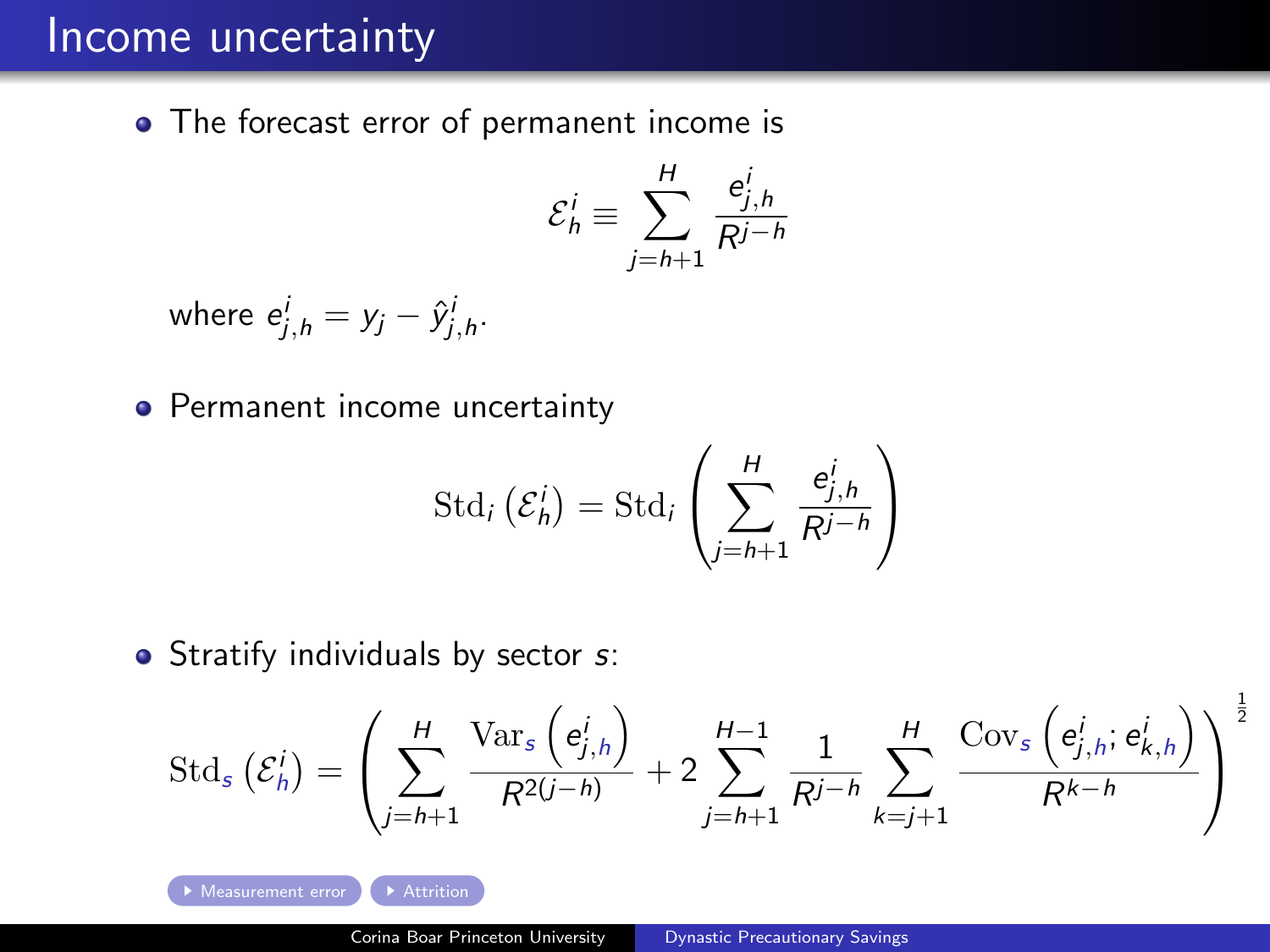# Income uncertainty

- The forecast error of permanent income is

$$\mathcal{E}_h^i \equiv \sum_{j=h+1}^{H} \frac{e_{j,h}^i}{R^{j-h}}$$

where $e_{j,h}^i = y_j - \hat{y}_{j,h}^i$.

- Permanent income uncertainty

$$\mathrm{Std}_i\left(\mathcal{E}_h^i\right) = \mathrm{Std}_i\left(\sum_{j=h+1}^{H} \frac{e_{j,h}^i}{R^{j-h}}\right)$$

- Stratify individuals by sector $s$:

$$\mathrm{Std}_s\left(\mathcal{E}_h^i\right) = \left(\sum_{j=h+1}^{H} \frac{\mathrm{Var}_s\left(e_{j,h}^i\right)}{R^{2(j-h)}} + 2\sum_{j=h+1}^{H-1} \frac{1}{R^{j-h}} \sum_{k=j+1}^{H} \frac{\mathrm{Cov}_s\left(e_{j,h}^i; e_{k,h}^i\right)}{R^{k-h}}\right)^{\frac{1}{2}}$$

Measurement error | Attrition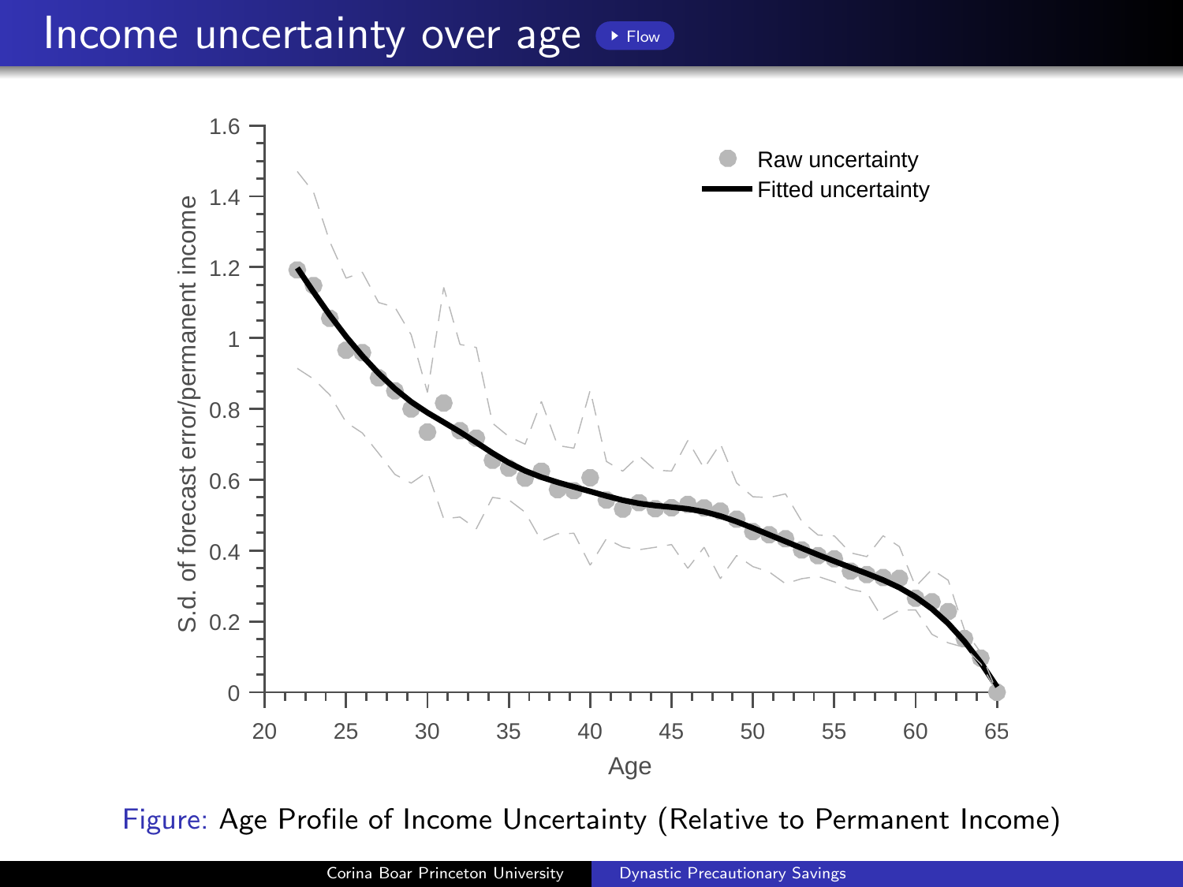# Income uncertainty over age

Figure: Age Profile of Income Uncertainty (Relative to Permanent Income)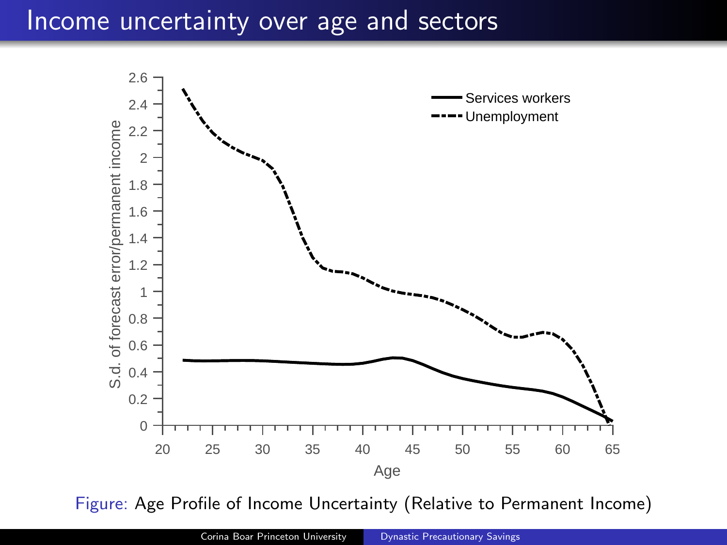# Income uncertainty over age and sectors

Figure: Age Profile of Income Uncertainty (Relative to Permanent Income)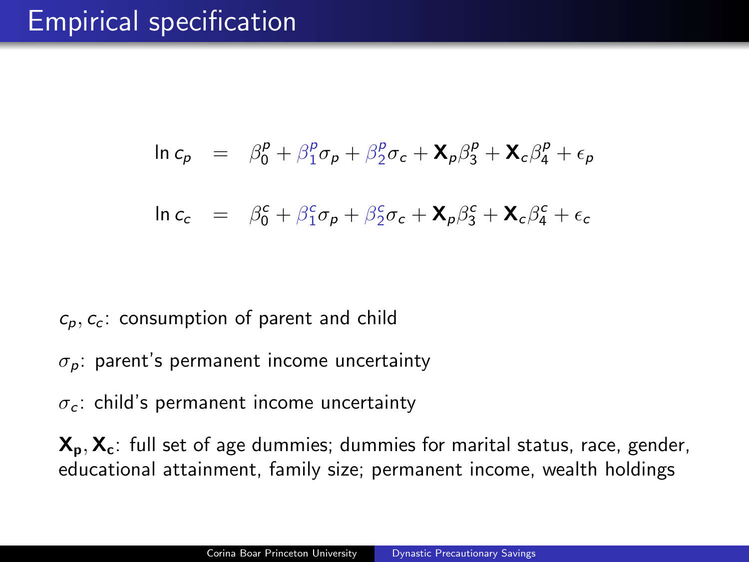# Empirical specification

$$\ln c_p = \beta_0^p + \beta_1^p \sigma_p + \beta_2^p \sigma_c + \mathbf{X}_p \beta_3^p + \mathbf{X}_c \beta_4^p + \epsilon_p$$

$$\ln c_c = \beta_0^c + \beta_1^c \sigma_p + \beta_2^c \sigma_c + \mathbf{X}_p \beta_3^c + \mathbf{X}_c \beta_4^c + \epsilon_c$$

$c_p, c_c$: consumption of parent and child

$\sigma_p$: parent's permanent income uncertainty

$\sigma_c$: child's permanent income uncertainty

$\mathbf{X_p}, \mathbf{X_c}$: full set of age dummies; dummies for marital status, race, gender, educational attainment, family size; permanent income, wealth holdings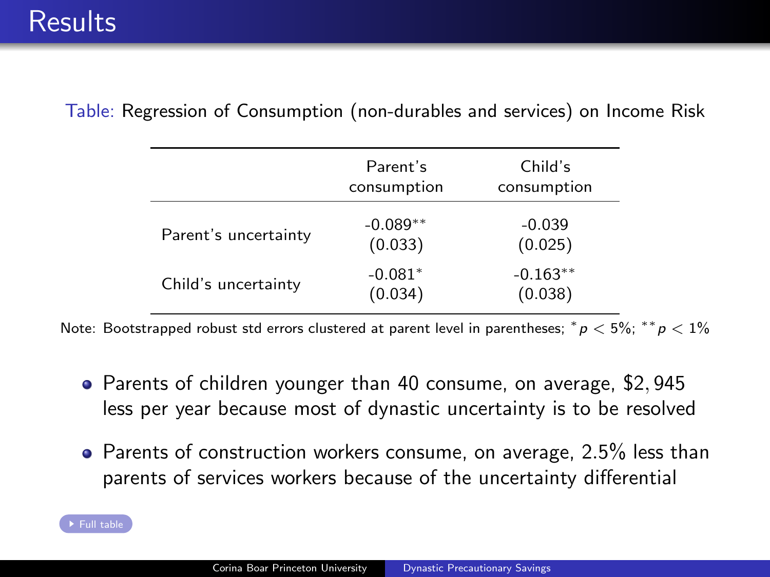# Results

Table: Regression of Consumption (non-durables and services) on Income Risk

| | Parent's consumption | Child's consumption |
|---|---|---|
| Parent's uncertainty | -0.089** | -0.039 |
| | (0.033) | (0.025) |
| Child's uncertainty | -0.081* | -0.163** |
| | (0.034) | (0.038) |

Note: Bootstrapped robust std errors clustered at parent level in parentheses; $^{*}p < 5\%$; $^{**}p < 1\%$

- Parents of children younger than 40 consume, on average, \$2,945 less per year because most of dynastic uncertainty is to be resolved
- Parents of construction workers consume, on average, 2.5% less than parents of services workers because of the uncertainty differential

Full table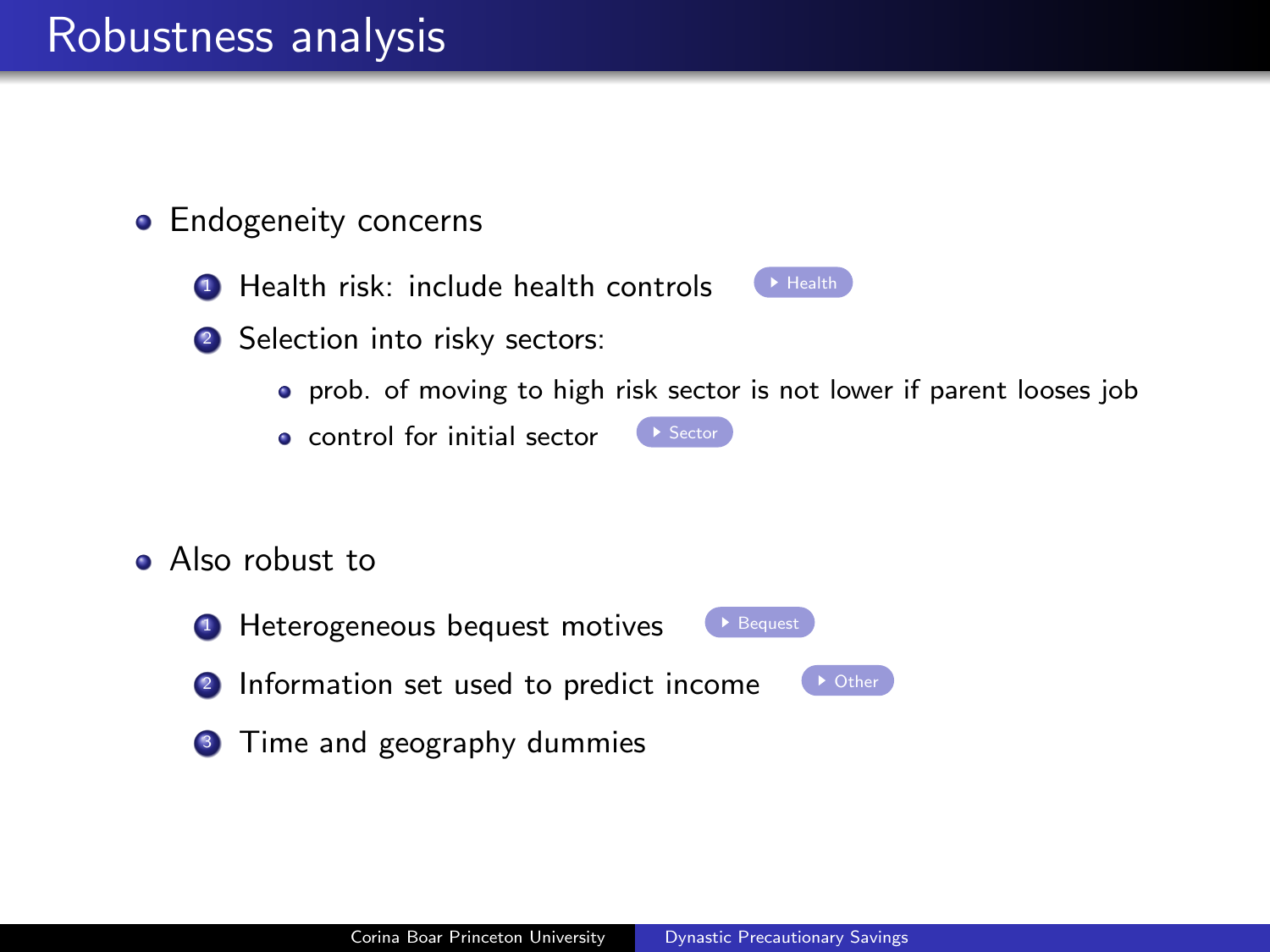# Robustness analysis

- Endogeneity concerns
  1. Health risk: include health controls ▸ Health
  2. Selection into risky sectors:
     - prob. of moving to high risk sector is not lower if parent looses job
     - control for initial sector ▸ Sector
- Also robust to
  1. Heterogeneous bequest motives ▸ Bequest
  2. Information set used to predict income ▸ Other
  3. Time and geography dummies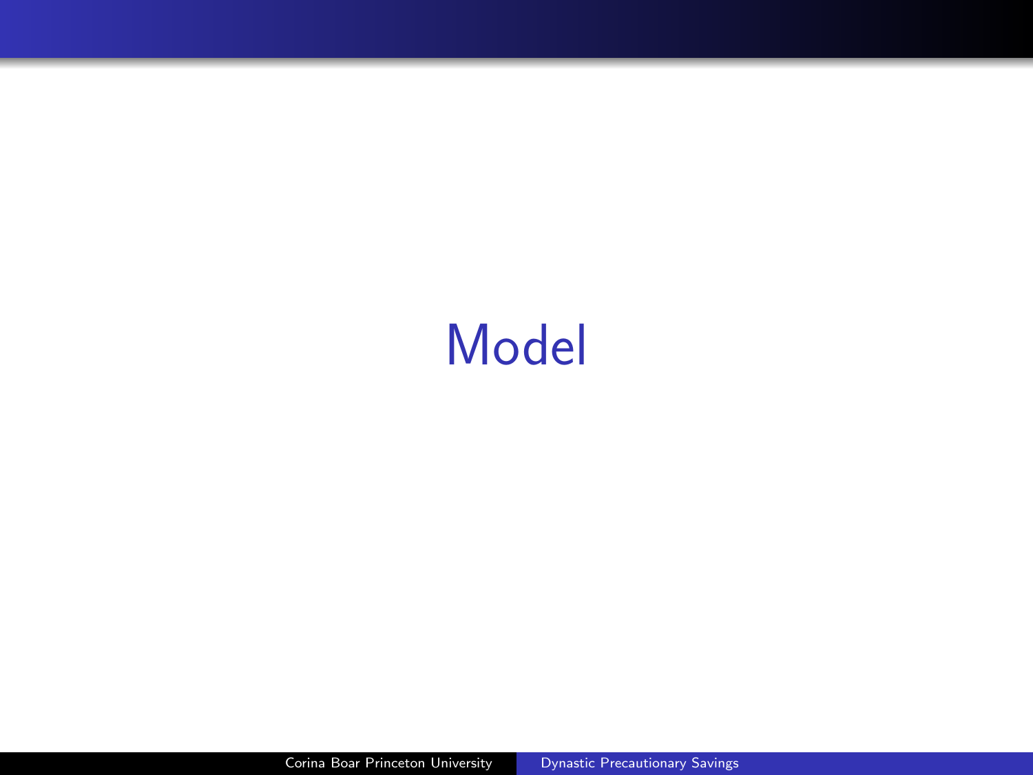# Model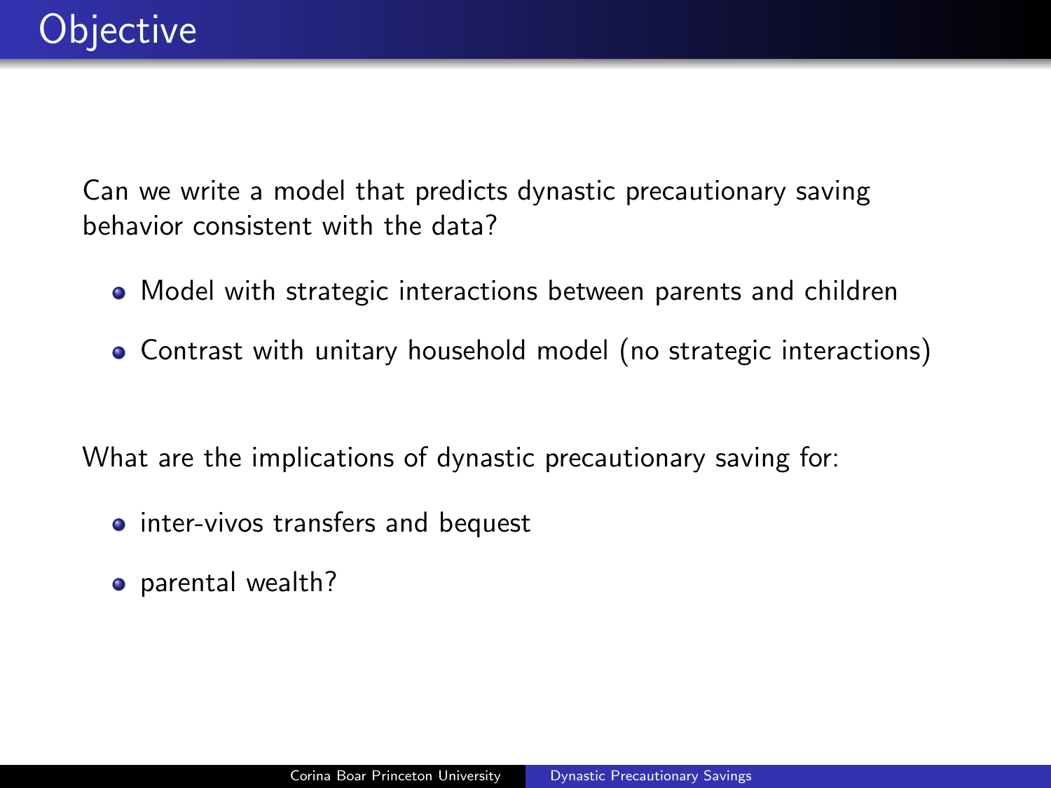# Objective

Can we write a model that predicts dynastic precautionary saving behavior consistent with the data?

- Model with strategic interactions between parents and children
- Contrast with unitary household model (no strategic interactions)

What are the implications of dynastic precautionary saving for:

- inter-vivos transfers and bequest
- parental wealth?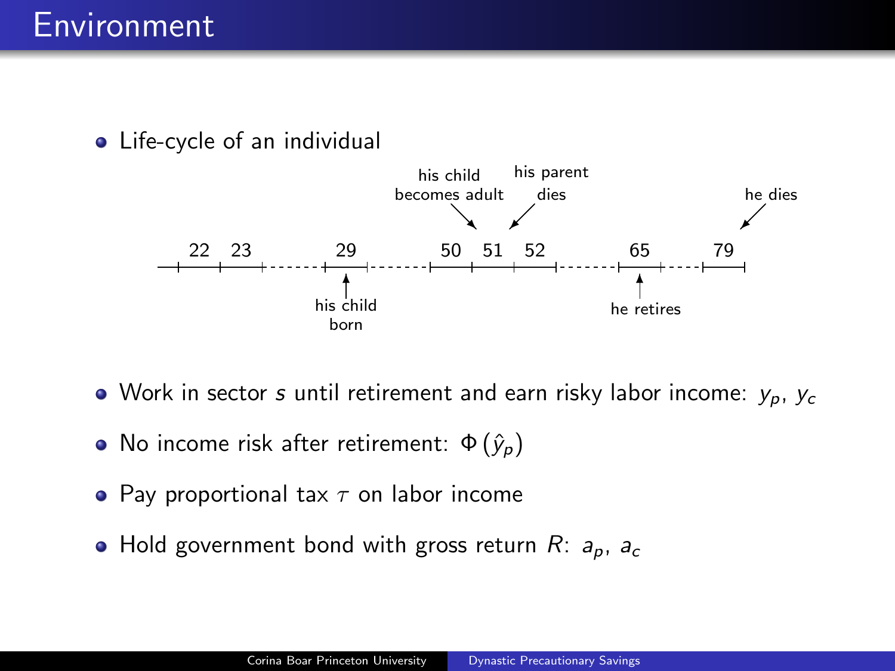# Environment

- Life-cycle of an individual

22 23 29 50 51 52 65 79

his child born (29); his child becomes adult (51); his parent dies (52); he retires (65); he dies (79)

- Work in sector $s$ until retirement and earn risky labor income: $y_p$, $y_c$
- No income risk after retirement: $\Phi(\hat{y}_p)$
- Pay proportional tax $\tau$ on labor income
- Hold government bond with gross return $R$: $a_p$, $a_c$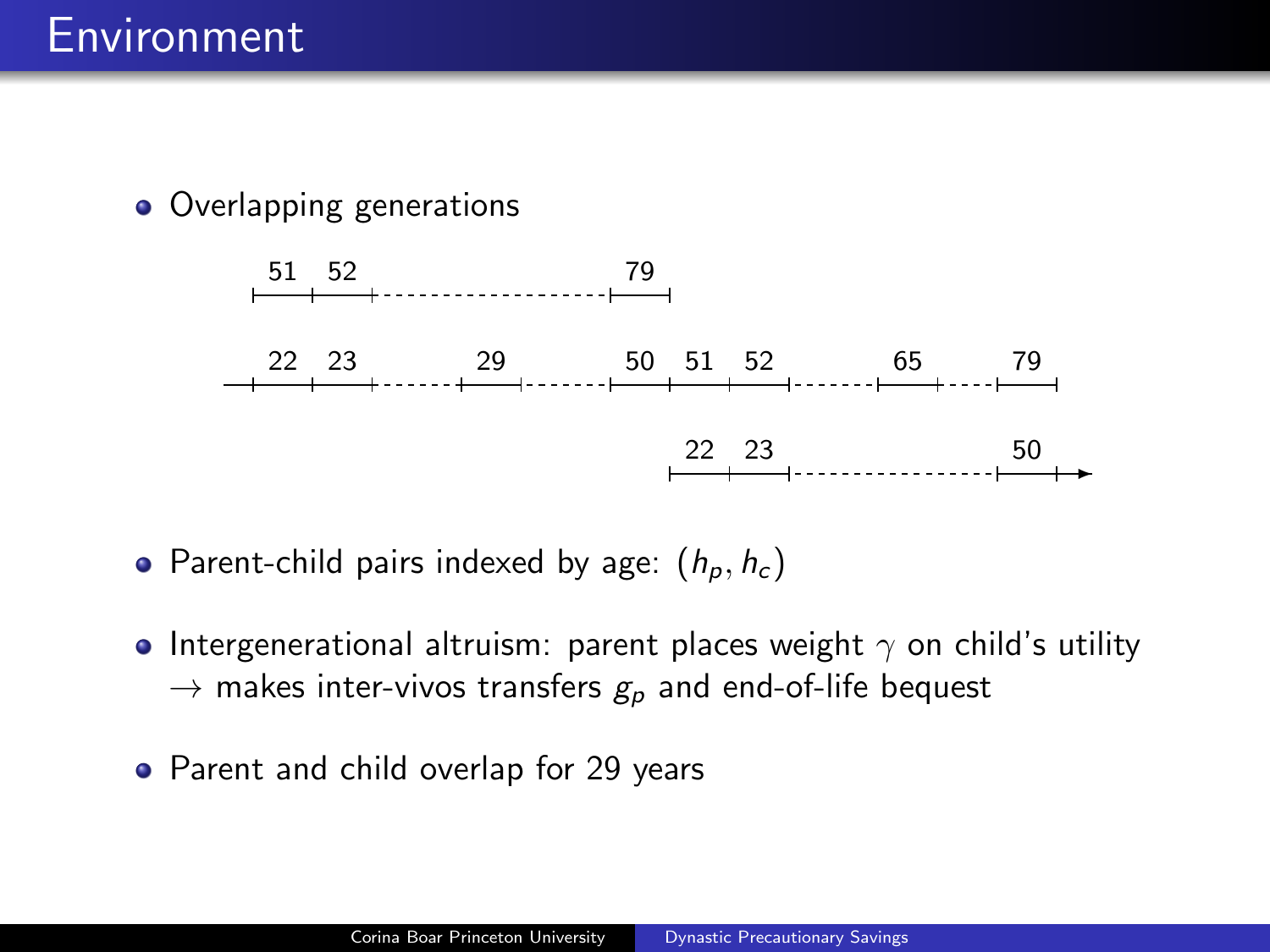# Environment

- Overlapping generations

51 52 79

22 23 29 50 51 52 65 79

22 23 50

- Parent-child pairs indexed by age: $(h_p, h_c)$
- Intergenerational altruism: parent places weight $\gamma$ on child's utility
  $\rightarrow$ makes inter-vivos transfers $g_p$ and end-of-life bequest
- Parent and child overlap for 29 years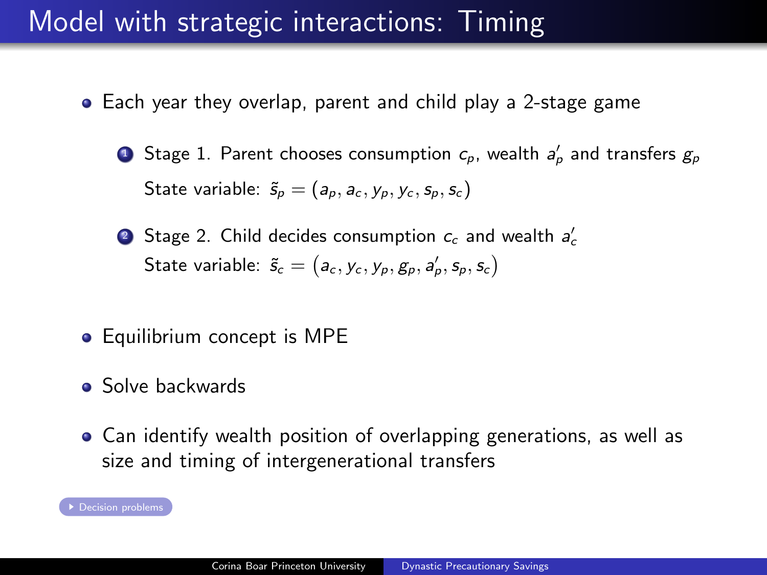# Model with strategic interactions: Timing

- Each year they overlap, parent and child play a 2-stage game

  1. Stage 1. Parent chooses consumption $c_p$, wealth $a'_p$ and transfers $g_p$

     State variable: $\tilde{s}_p = (a_p, a_c, y_p, y_c, s_p, s_c)$

  2. Stage 2. Child decides consumption $c_c$ and wealth $a'_c$

     State variable: $\tilde{s}_c = \left(a_c, y_c, y_p, g_p, a'_p, s_p, s_c\right)$

- Equilibrium concept is MPE

- Solve backwards

- Can identify wealth position of overlapping generations, as well as size and timing of intergenerational transfers

▸ Decision problems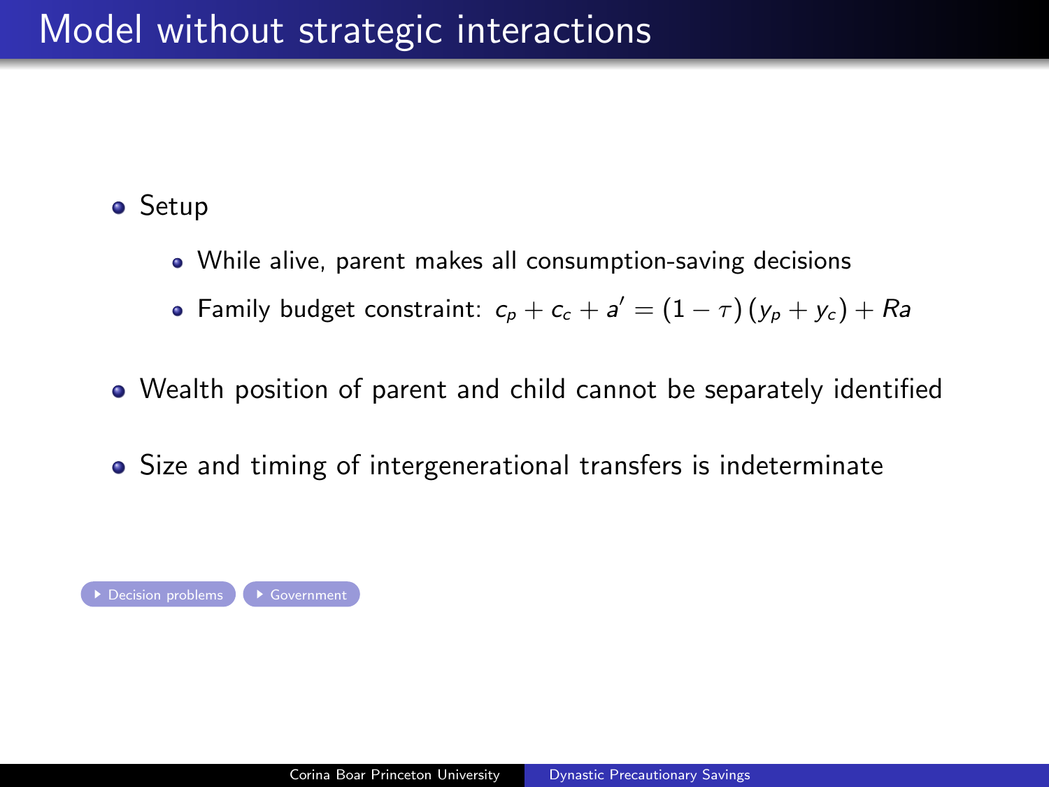# Model without strategic interactions

- Setup
  - While alive, parent makes all consumption-saving decisions
  - Family budget constraint: $c_p + c_c + a' = (1 - \tau)(y_p + y_c) + Ra$
- Wealth position of parent and child cannot be separately identified
- Size and timing of intergenerational transfers is indeterminate

Decision problems | Government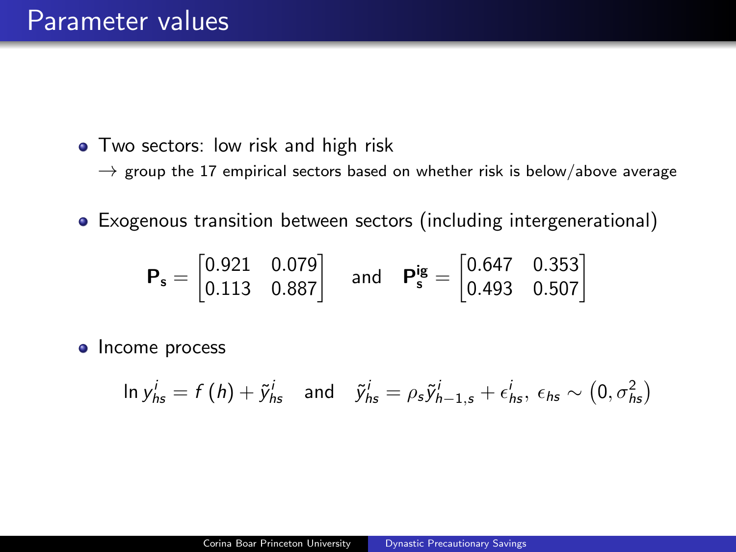# Parameter values

- Two sectors: low risk and high risk
  $\rightarrow$ group the 17 empirical sectors based on whether risk is below/above average

- Exogenous transition between sectors (including intergenerational)

$$\mathbf{P_s} = \begin{bmatrix} 0.921 & 0.079 \\ 0.113 & 0.887 \end{bmatrix} \quad \text{and} \quad \mathbf{P_s^{ig}} = \begin{bmatrix} 0.647 & 0.353 \\ 0.493 & 0.507 \end{bmatrix}$$

- Income process

$$\ln y_{hs}^{i} = f(h) + \tilde{y}_{hs}^{i} \quad \text{and} \quad \tilde{y}_{hs}^{i} = \rho_s \tilde{y}_{h-1,s}^{i} + \epsilon_{hs}^{i},\ \epsilon_{hs} \sim \left(0, \sigma_{hs}^{2}\right)$$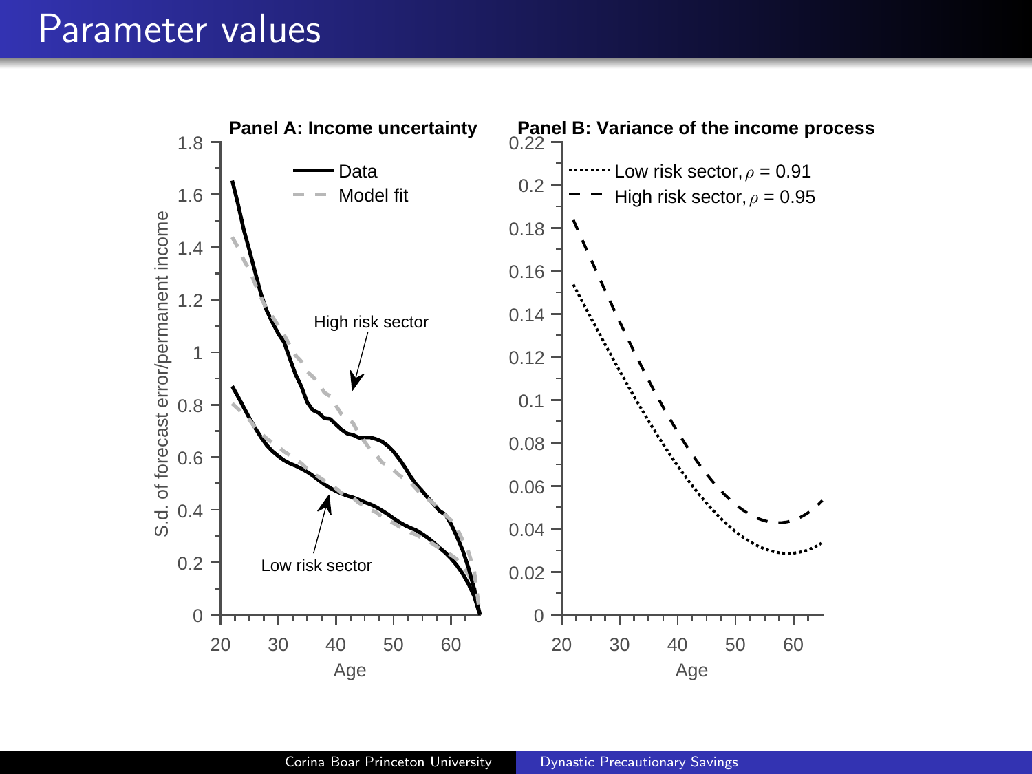# Parameter values

**Panel A: Income uncertainty**

**Panel B: Variance of the income process**

- Data
- Model fit

High risk sector

Low risk sector

Low risk sector, $\rho$ = 0.91

High risk sector, $\rho$ = 0.95

S.d. of forecast error/permanent income

Age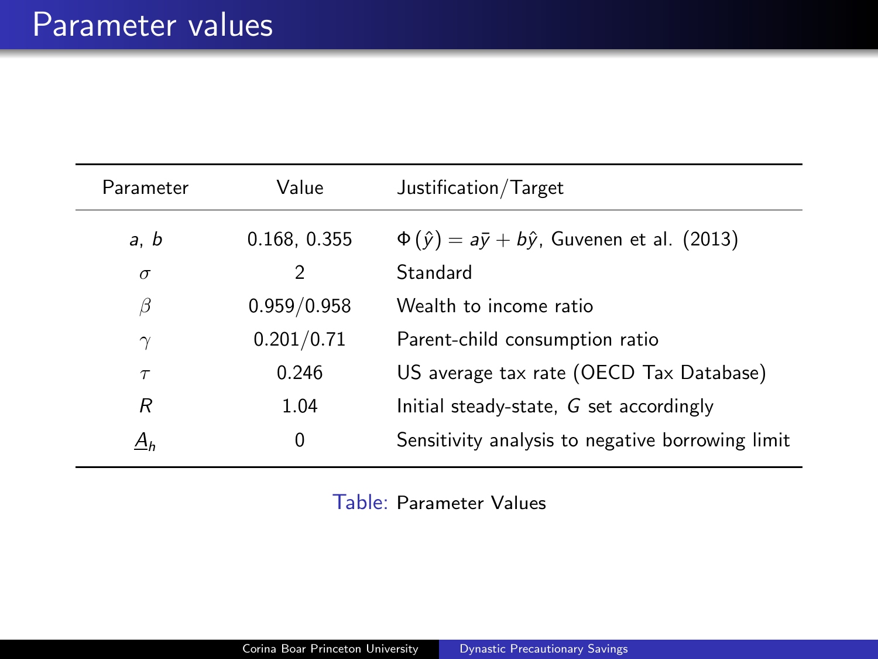# Parameter values

| Parameter | Value | Justification/Target |
|---|---|---|
| $a$, $b$ | 0.168, 0.355 | $\Phi(\hat{y}) = a\bar{y} + b\hat{y}$, Guvenen et al. (2013) |
| $\sigma$ | 2 | Standard |
| $\beta$ | 0.959/0.958 | Wealth to income ratio |
| $\gamma$ | 0.201/0.71 | Parent-child consumption ratio |
| $\tau$ | 0.246 | US average tax rate (OECD Tax Database) |
| $R$ | 1.04 | Initial steady-state, $G$ set accordingly |
| $\underline{A}_h$ | 0 | Sensitivity analysis to negative borrowing limit |

Table: Parameter Values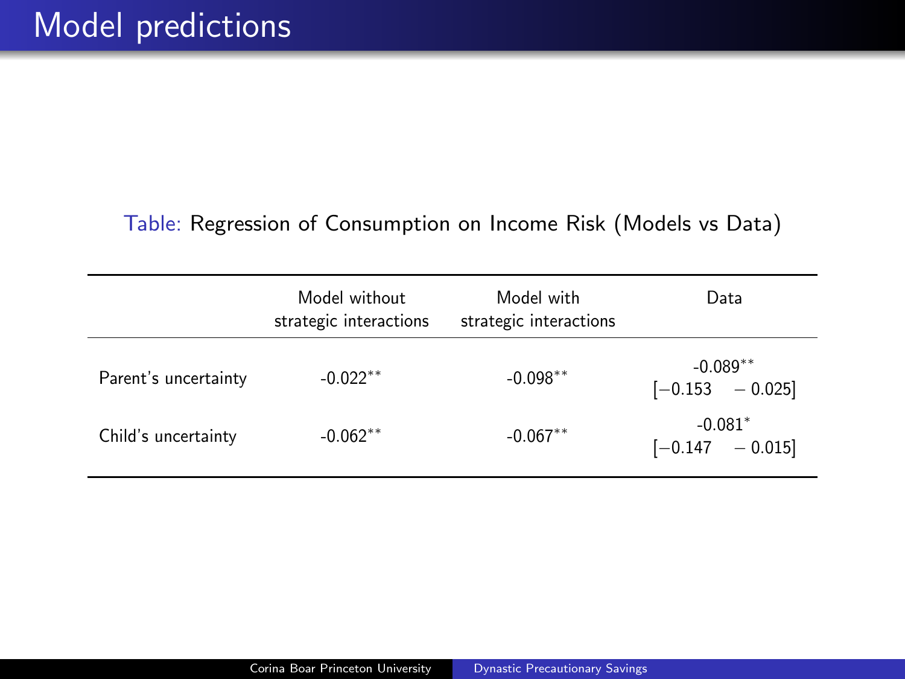# Model predictions

Table: Regression of Consumption on Income Risk (Models vs Data)

| | Model without strategic interactions | Model with strategic interactions | Data |
|---|---|---|---|
| Parent's uncertainty | -0.022** | -0.098** | -0.089** [−0.153 − 0.025] |
| Child's uncertainty | -0.062** | -0.067** | -0.081* [−0.147 − 0.015] |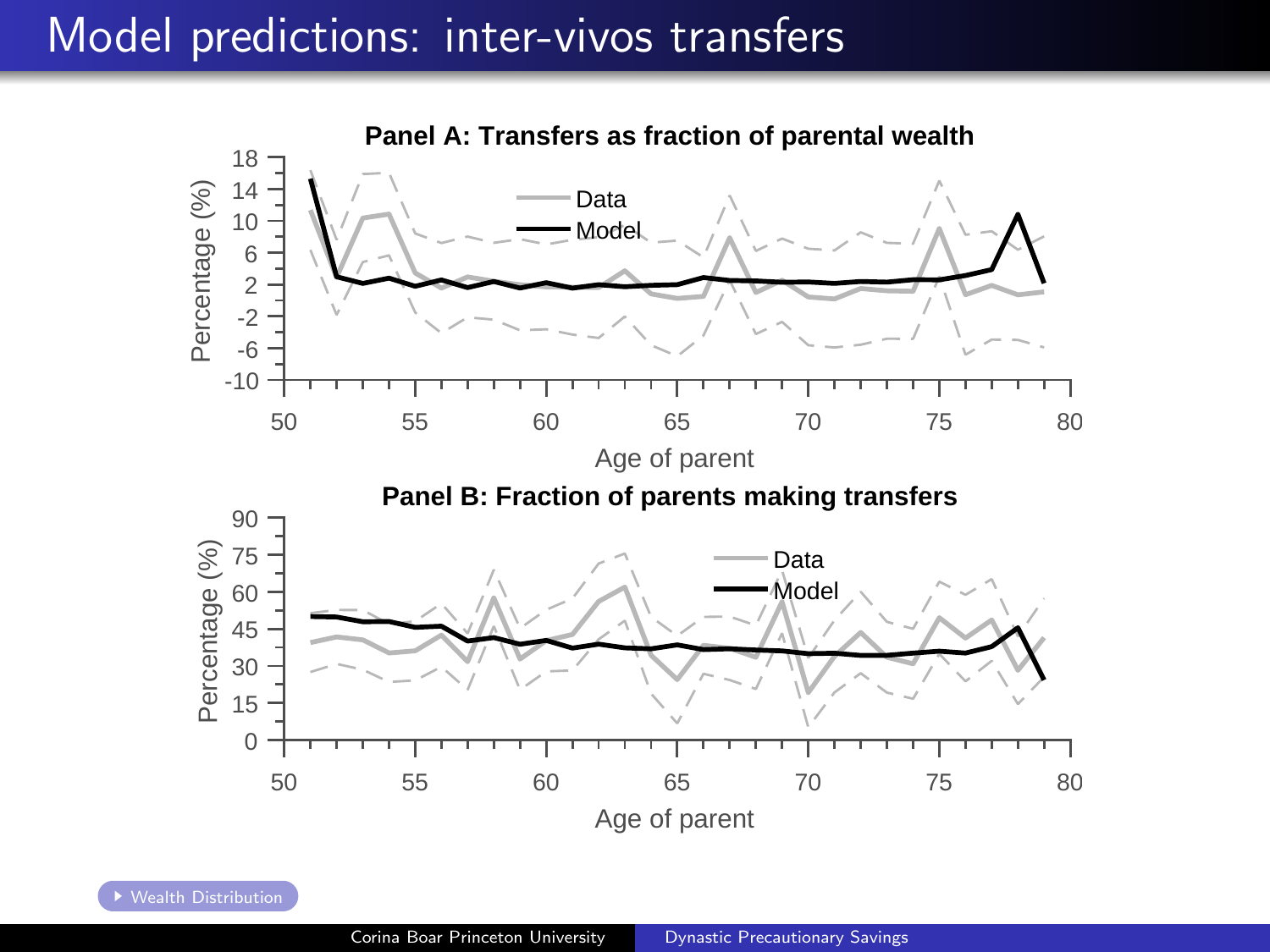# Model predictions: inter-vivos transfers

**Panel A: Transfers as fraction of parental wealth**

**Panel B: Fraction of parents making transfers**

Wealth Distribution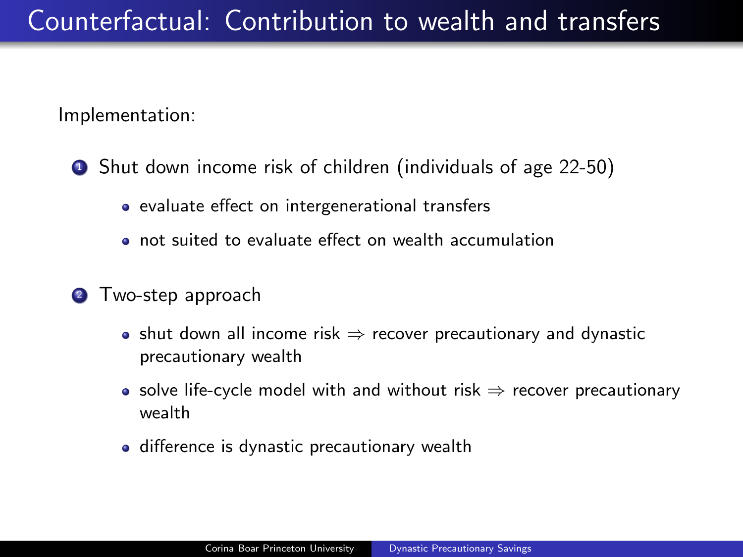# Counterfactual: Contribution to wealth and transfers

Implementation:

1. Shut down income risk of children (individuals of age 22-50)
   - evaluate effect on intergenerational transfers
   - not suited to evaluate effect on wealth accumulation

2. Two-step approach
   - shut down all income risk $\Rightarrow$ recover precautionary and dynastic precautionary wealth
   - solve life-cycle model with and without risk $\Rightarrow$ recover precautionary wealth
   - difference is dynastic precautionary wealth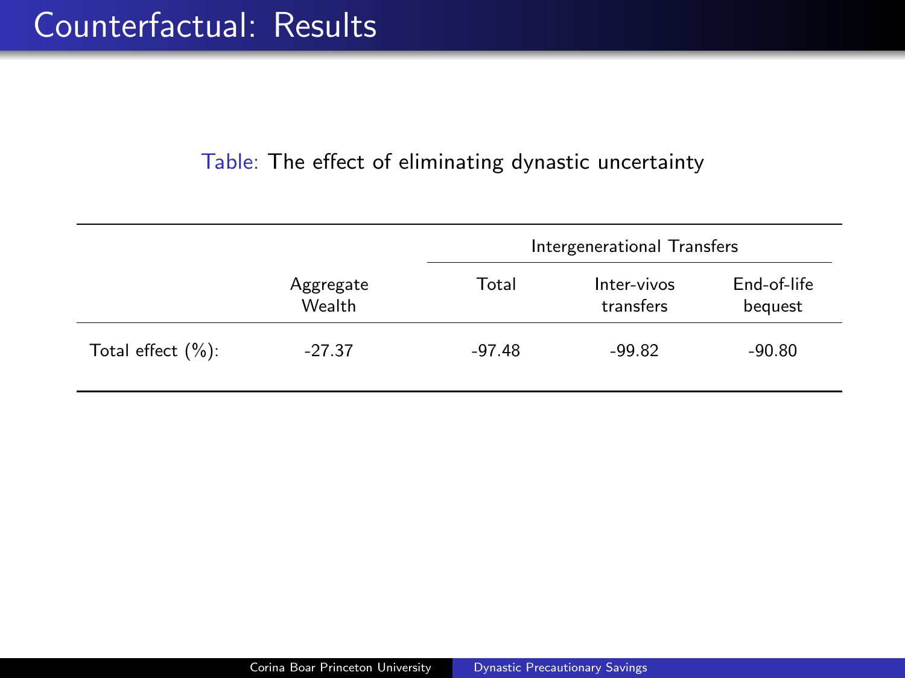# Counterfactual: Results

Table: The effect of eliminating dynastic uncertainty

| | Aggregate Wealth | Intergenerational Transfers | | |
|---|---|---|---|---|
| | | Total | Inter-vivos transfers | End-of-life bequest |
| Total effect (%): | -27.37 | -97.48 | -99.82 | -90.80 |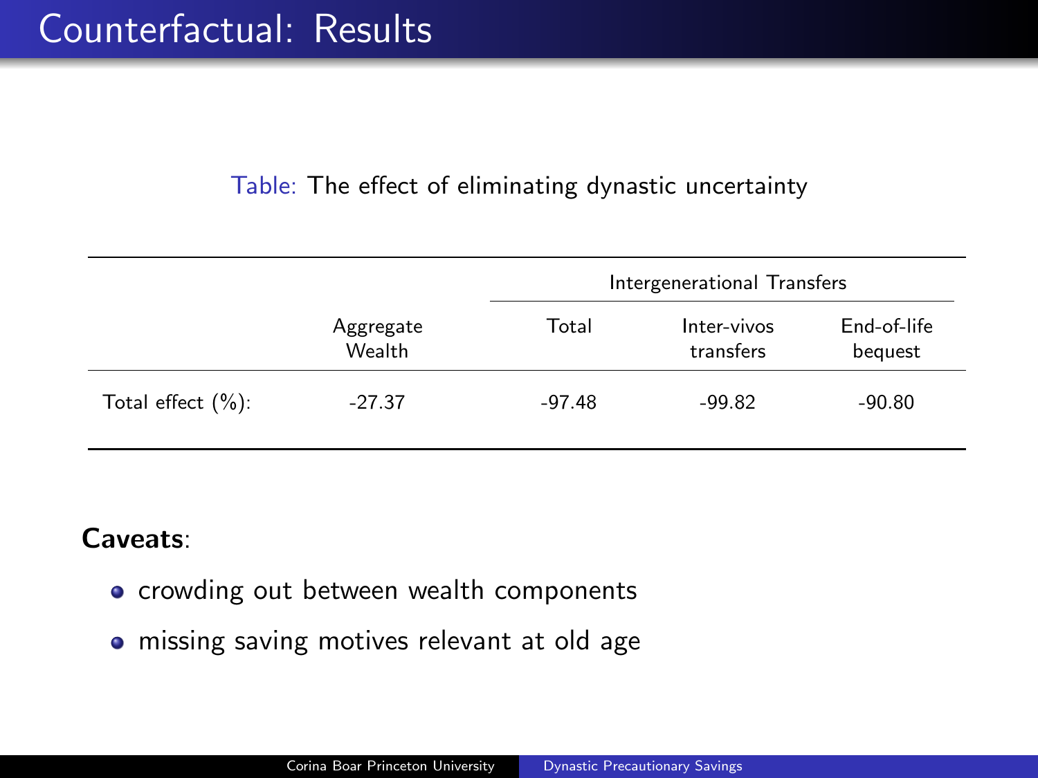# Counterfactual: Results

Table: The effect of eliminating dynastic uncertainty

| | Aggregate Wealth | Intergenerational Transfers | | |
|---|---|---|---|---|
| | | Total | Inter-vivos transfers | End-of-life bequest |
| Total effect (%): | -27.37 | -97.48 | -99.82 | -90.80 |

**Caveats**:

- crowding out between wealth components
- missing saving motives relevant at old age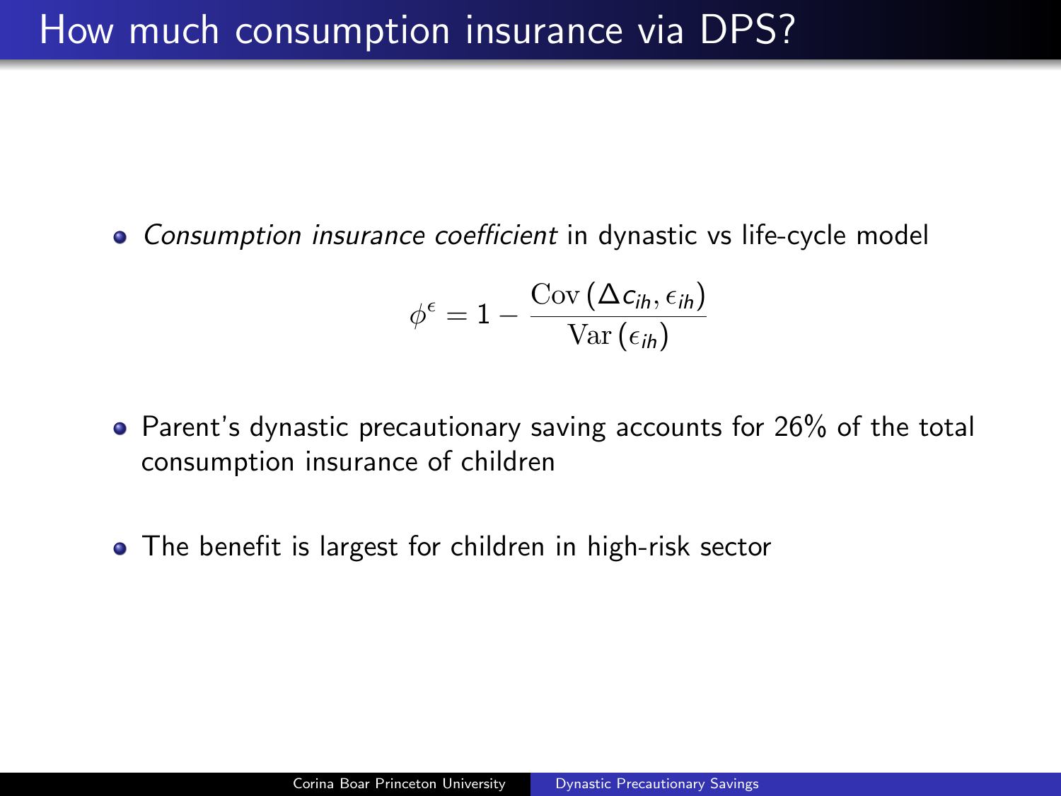# How much consumption insurance via DPS?

- *Consumption insurance coefficient* in dynastic vs life-cycle model

$$\phi^{\epsilon} = 1 - \frac{\mathrm{Cov}\left(\Delta c_{ih}, \epsilon_{ih}\right)}{\mathrm{Var}\left(\epsilon_{ih}\right)}$$

- Parent's dynastic precautionary saving accounts for 26% of the total consumption insurance of children

- The benefit is largest for children in high-risk sector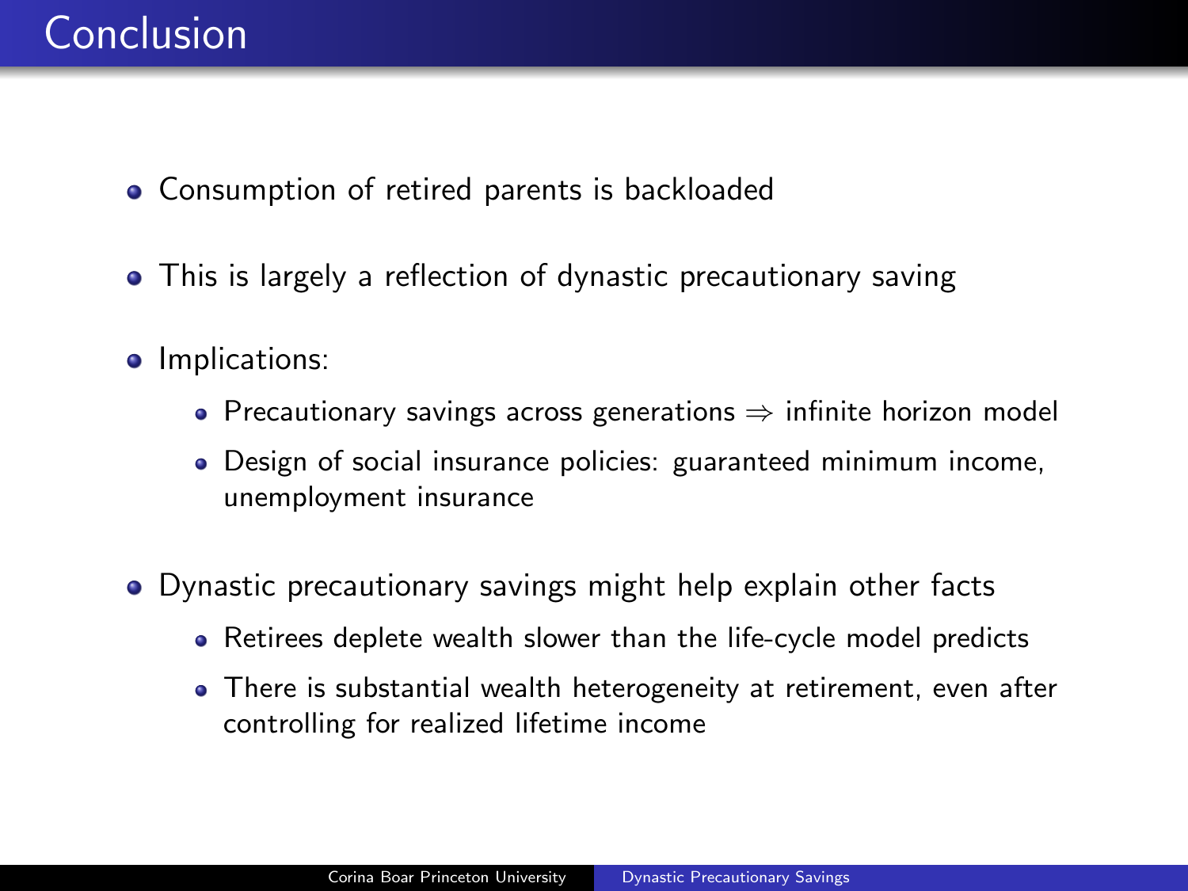# Conclusion

- Consumption of retired parents is backloaded
- This is largely a reflection of dynastic precautionary saving
- Implications:
  - Precautionary savings across generations $\Rightarrow$ infinite horizon model
  - Design of social insurance policies: guaranteed minimum income, unemployment insurance
- Dynastic precautionary savings might help explain other facts
  - Retirees deplete wealth slower than the life-cycle model predicts
  - There is substantial wealth heterogeneity at retirement, even after controlling for realized lifetime income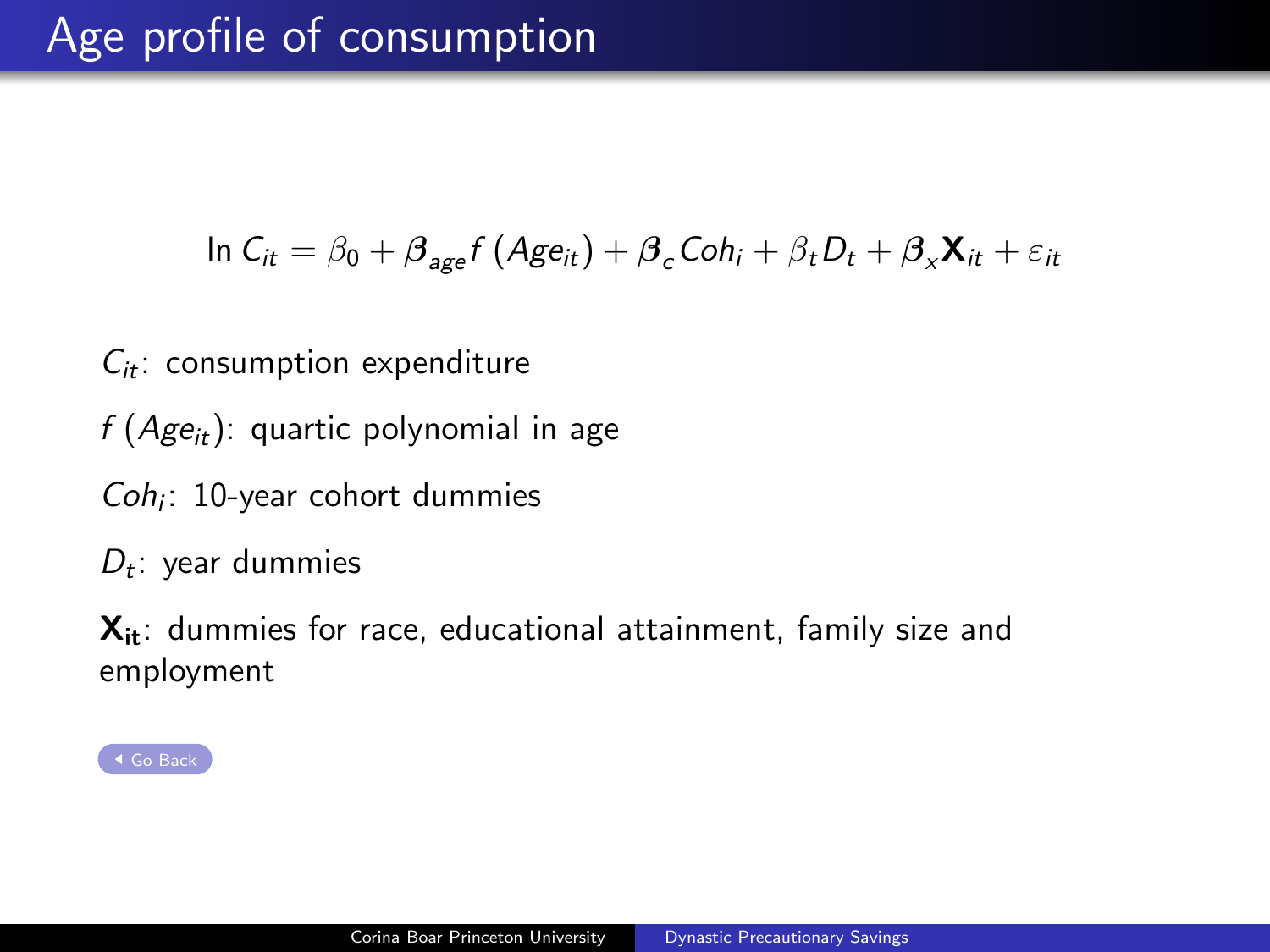# Age profile of consumption

$$\ln C_{it} = \beta_0 + \boldsymbol{\beta}_{age} f\left(Age_{it}\right) + \boldsymbol{\beta}_c Coh_i + \beta_t D_t + \boldsymbol{\beta}_x \mathbf{X}_{it} + \varepsilon_{it}$$

$C_{it}$: consumption expenditure

$f\left(Age_{it}\right)$: quartic polynomial in age

$Coh_i$: 10-year cohort dummies

$D_t$: year dummies

$\mathbf{X_{it}}$: dummies for race, educational attainment, family size and employment

Go Back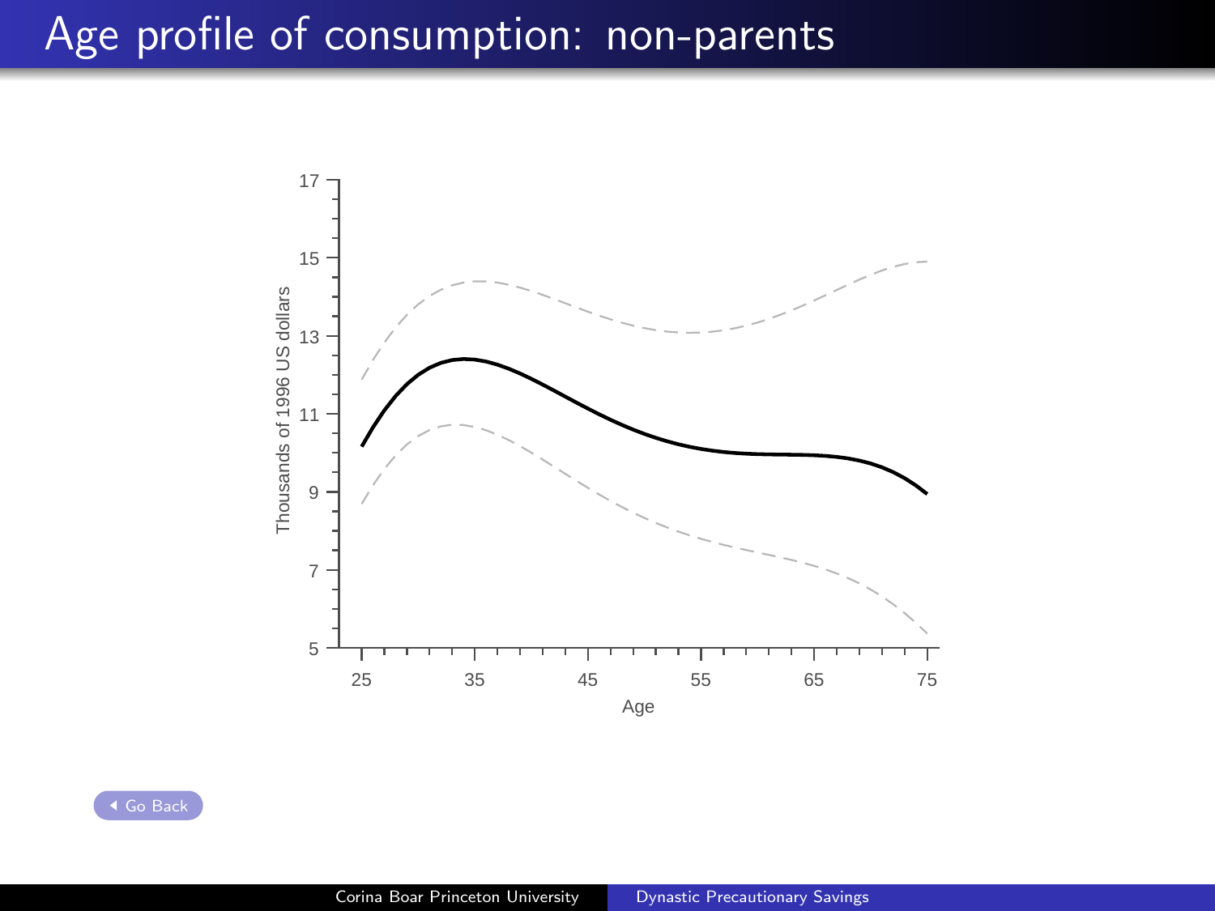# Age profile of consumption: non-parents

Thousands of 1996 US dollars

17
15
13
11
9
7
5

25 35 45 55 65 75

Age

Go Back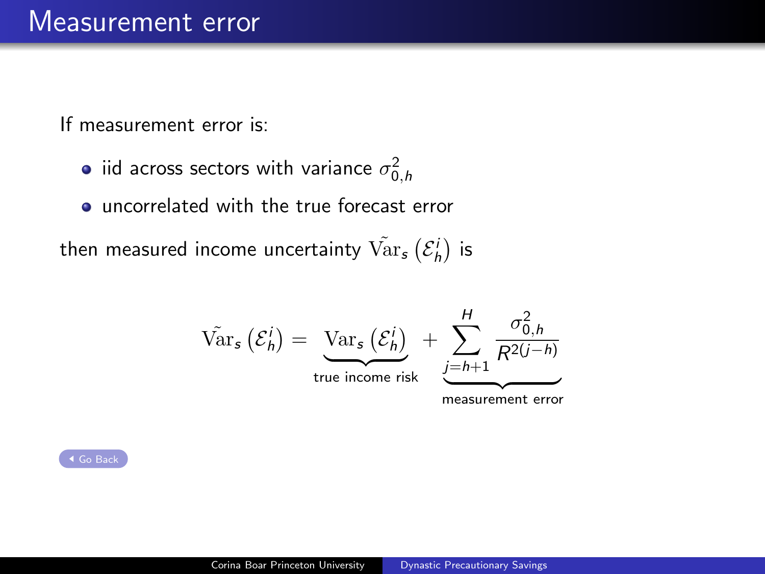# Measurement error

If measurement error is:

- iid across sectors with variance $\sigma^2_{0,h}$
- uncorrelated with the true forecast error

then measured income uncertainty $\tilde{\mathrm{Var}}_s\left(\mathcal{E}_h^i\right)$ is

$$\tilde{\mathrm{Var}}_s\left(\mathcal{E}_h^i\right) = \underbrace{\mathrm{Var}_s\left(\mathcal{E}_h^i\right)}_{\text{true income risk}} + \underbrace{\sum_{j=h+1}^{H} \frac{\sigma^2_{0,h}}{R^{2(j-h)}}}_{\text{measurement error}}$$

Go Back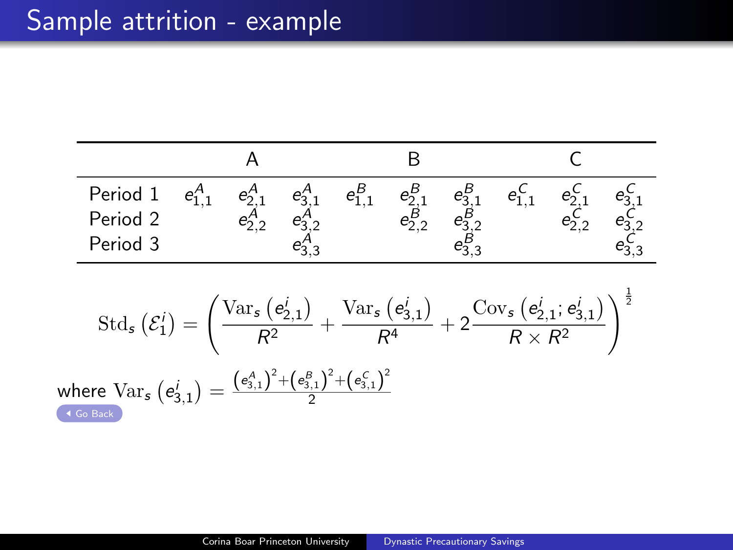# Sample attrition - example

| | A | | | B | | | C | | |
|---|---|---|---|---|---|---|---|---|---|
| Period 1 | $e_{1,1}^A$ | $e_{2,1}^A$ | $e_{3,1}^A$ | $e_{1,1}^B$ | $e_{2,1}^B$ | $e_{3,1}^B$ | $e_{1,1}^C$ | $e_{2,1}^C$ | $e_{3,1}^C$ |
| Period 2 | | $e_{2,2}^A$ | $e_{3,2}^A$ | | $e_{2,2}^B$ | $e_{3,2}^B$ | | $e_{2,2}^C$ | $e_{3,2}^C$ |
| Period 3 | | | $e_{3,3}^A$ | | | $e_{3,3}^B$ | | | $e_{3,3}^C$ |

$$\mathrm{Std}_s\left(\mathcal{E}_1^i\right) = \left(\frac{\mathrm{Var}_s\left(e_{2,1}^i\right)}{R^2} + \frac{\mathrm{Var}_s\left(e_{3,1}^i\right)}{R^4} + 2\frac{\mathrm{Cov}_s\left(e_{2,1}^i; e_{3,1}^i\right)}{R \times R^2}\right)^{\frac{1}{2}}$$

where $\mathrm{Var}_s\left(e_{3,1}^i\right) = \frac{\left(e_{3,1}^A\right)^2 + \left(e_{3,1}^B\right)^2 + \left(e_{3,1}^C\right)^2}{2}$

Go Back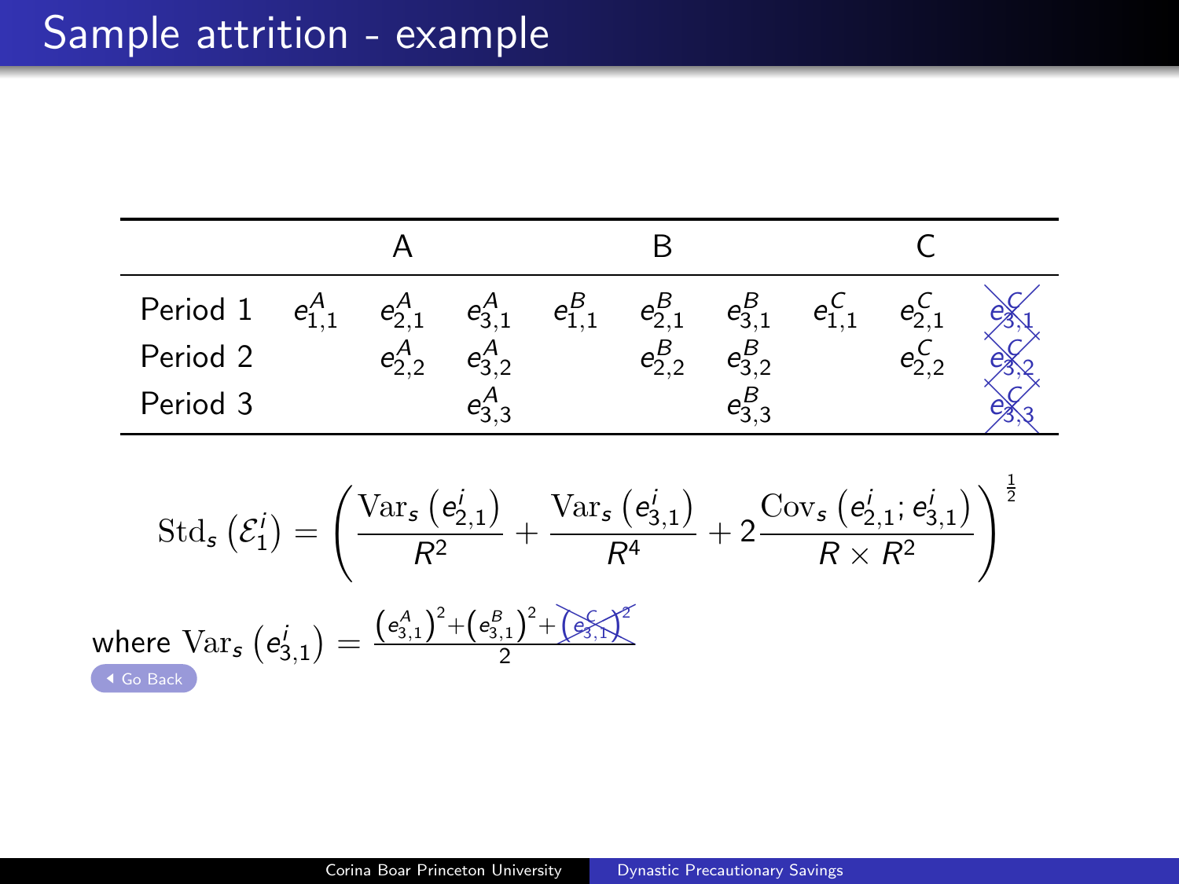# Sample attrition - example

| | A | | | B | | | C | | |
|---|---|---|---|---|---|---|---|---|---|
| Period 1 | $e^A_{1,1}$ | $e^A_{2,1}$ | $e^A_{3,1}$ | $e^B_{1,1}$ | $e^B_{2,1}$ | $e^B_{3,1}$ | $e^C_{1,1}$ | $e^C_{2,1}$ | ~~$e^C_{3,1}$~~ |
| Period 2 | | $e^A_{2,2}$ | $e^A_{3,2}$ | | $e^B_{2,2}$ | $e^B_{3,2}$ | | $e^C_{2,2}$ | ~~$e^C_{3,2}$~~ |
| Period 3 | | | $e^A_{3,3}$ | | | $e^B_{3,3}$ | | | ~~$e^C_{3,3}$~~ |

$$\mathrm{Std}_s\left(\mathcal{E}^i_1\right) = \left(\frac{\mathrm{Var}_s\left(e^i_{2,1}\right)}{R^2} + \frac{\mathrm{Var}_s\left(e^i_{3,1}\right)}{R^4} + 2\frac{\mathrm{Cov}_s\left(e^i_{2,1}; e^i_{3,1}\right)}{R \times R^2}\right)^{\frac{1}{2}}$$

where $\mathrm{Var}_s\left(e^i_{3,1}\right) = \frac{\left(e^A_{3,1}\right)^2 + \left(e^B_{3,1}\right)^2 + \cancel{\left(e^C_{3,1}\right)^2}}{2}$

Go Back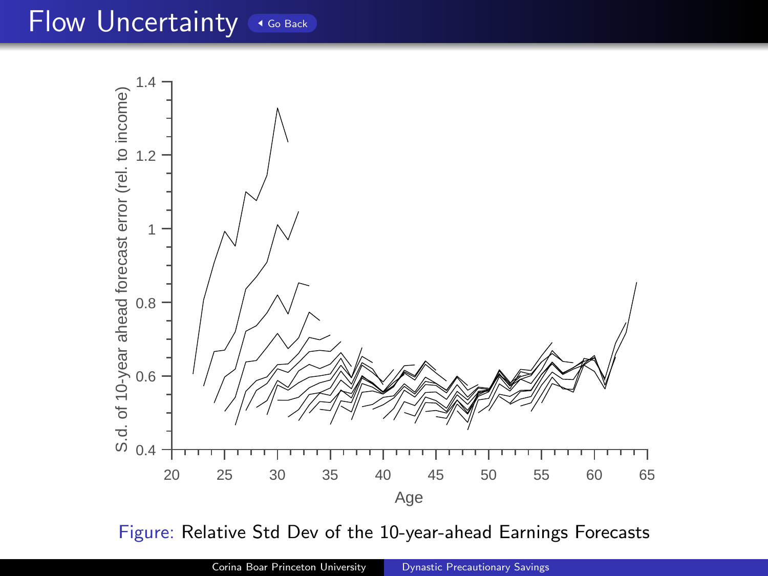# Flow Uncertainty

Figure: Relative Std Dev of the 10-year-ahead Earnings Forecasts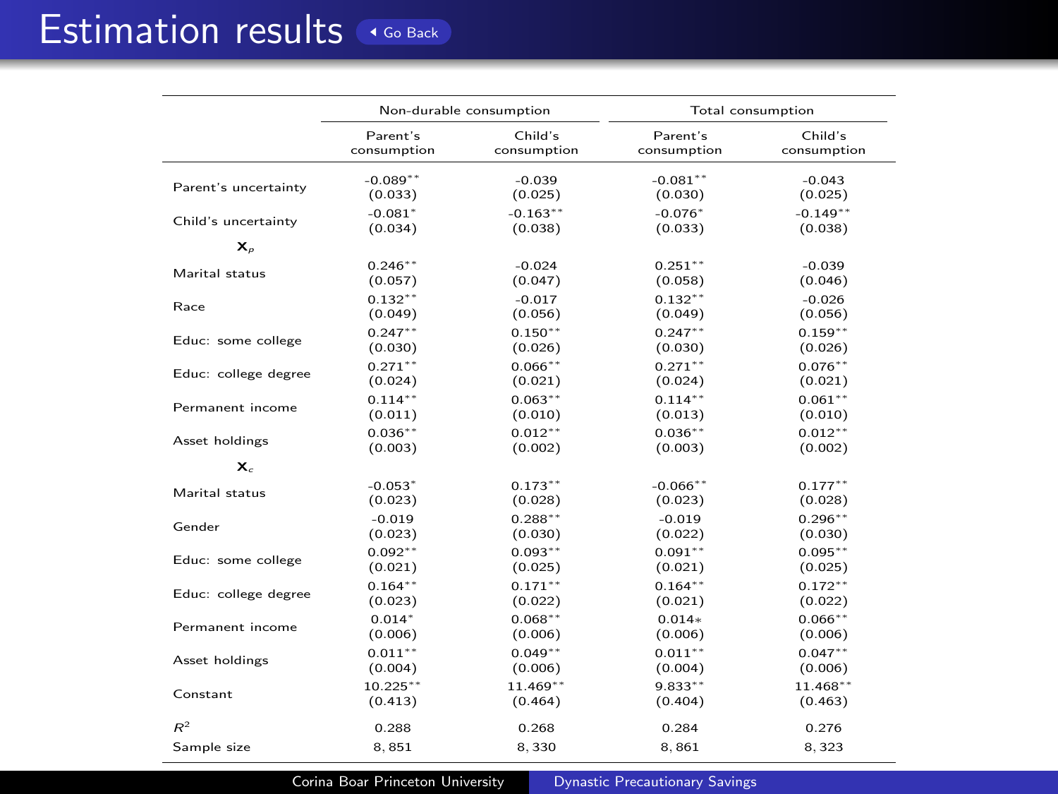# Estimation results

| | Non-durable consumption | | Total consumption | |
|---|---|---|---|---|
| | Parent's consumption | Child's consumption | Parent's consumption | Child's consumption |
| Parent's uncertainty | -0.089** | -0.039 | -0.081** | -0.043 |
| | (0.033) | (0.025) | (0.030) | (0.025) |
| Child's uncertainty | -0.081* | -0.163** | -0.076* | -0.149** |
| | (0.034) | (0.038) | (0.033) | (0.038) |
| $\mathbf{X}_p$ | | | | |
| Marital status | 0.246** | -0.024 | 0.251** | -0.039 |
| | (0.057) | (0.047) | (0.058) | (0.046) |
| Race | 0.132** | -0.017 | 0.132** | -0.026 |
| | (0.049) | (0.056) | (0.049) | (0.056) |
| Educ: some college | 0.247** | 0.150** | 0.247** | 0.159** |
| | (0.030) | (0.026) | (0.030) | (0.026) |
| Educ: college degree | 0.271** | 0.066** | 0.271** | 0.076** |
| | (0.024) | (0.021) | (0.024) | (0.021) |
| Permanent income | 0.114** | 0.063** | 0.114** | 0.061** |
| | (0.011) | (0.010) | (0.013) | (0.010) |
| Asset holdings | 0.036** | 0.012** | 0.036** | 0.012** |
| | (0.003) | (0.002) | (0.003) | (0.002) |
| $\mathbf{X}_c$ | | | | |
| Marital status | -0.053* | 0.173** | -0.066** | 0.177** |
| | (0.023) | (0.028) | (0.023) | (0.028) |
| Gender | -0.019 | 0.288** | -0.019 | 0.296** |
| | (0.023) | (0.030) | (0.022) | (0.030) |
| Educ: some college | 0.092** | 0.093** | 0.091** | 0.095** |
| | (0.021) | (0.025) | (0.021) | (0.025) |
| Educ: college degree | 0.164** | 0.171** | 0.164** | 0.172** |
| | (0.023) | (0.022) | (0.021) | (0.022) |
| Permanent income | 0.014* | 0.068** | 0.014* | 0.066** |
| | (0.006) | (0.006) | (0.006) | (0.006) |
| Asset holdings | 0.011** | 0.049** | 0.011** | 0.047** |
| | (0.004) | (0.006) | (0.004) | (0.006) |
| Constant | 10.225** | 11.469** | 9.833** | 11.468** |
| | (0.413) | (0.464) | (0.404) | (0.463) |
| $R^2$ | 0.288 | 0.268 | 0.284 | 0.276 |
| Sample size | 8,851 | 8,330 | 8,861 | 8,323 |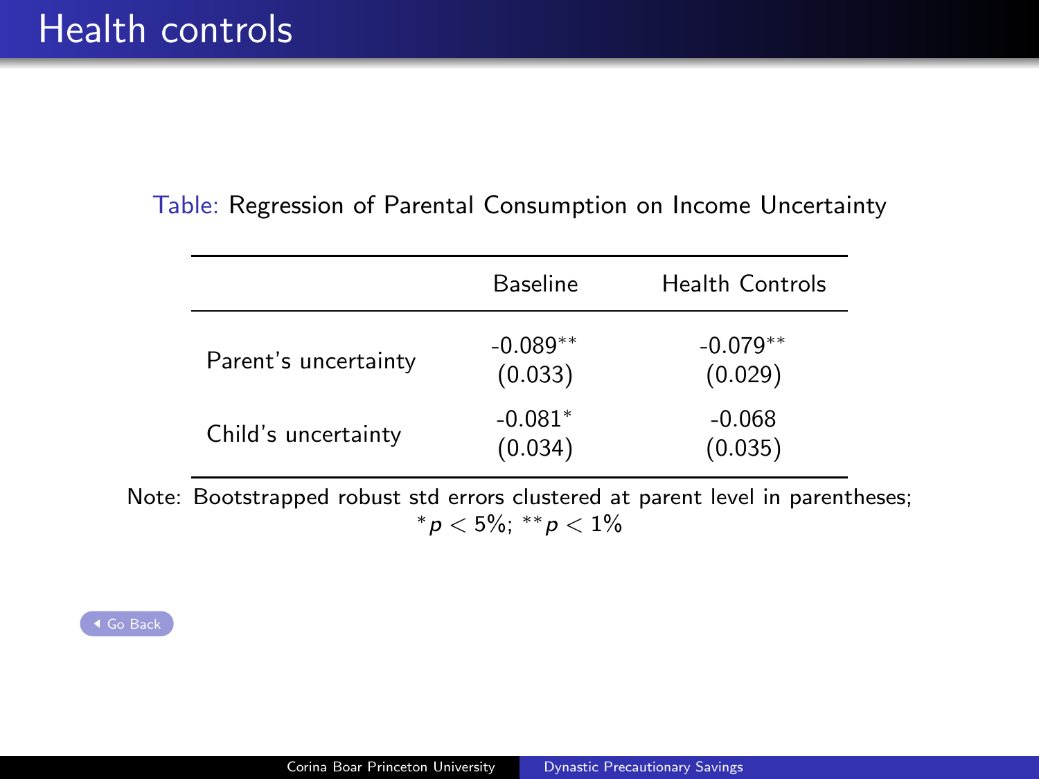# Health controls

Table: Regression of Parental Consumption on Income Uncertainty

| | Baseline | Health Controls |
|---|---|---|
| Parent's uncertainty | -0.089** | -0.079** |
| | (0.033) | (0.029) |
| Child's uncertainty | -0.081* | -0.068 |
| | (0.034) | (0.035) |

Note: Bootstrapped robust std errors clustered at parent level in parentheses; $^{*}p < 5\%$; $^{**}p < 1\%$

Go Back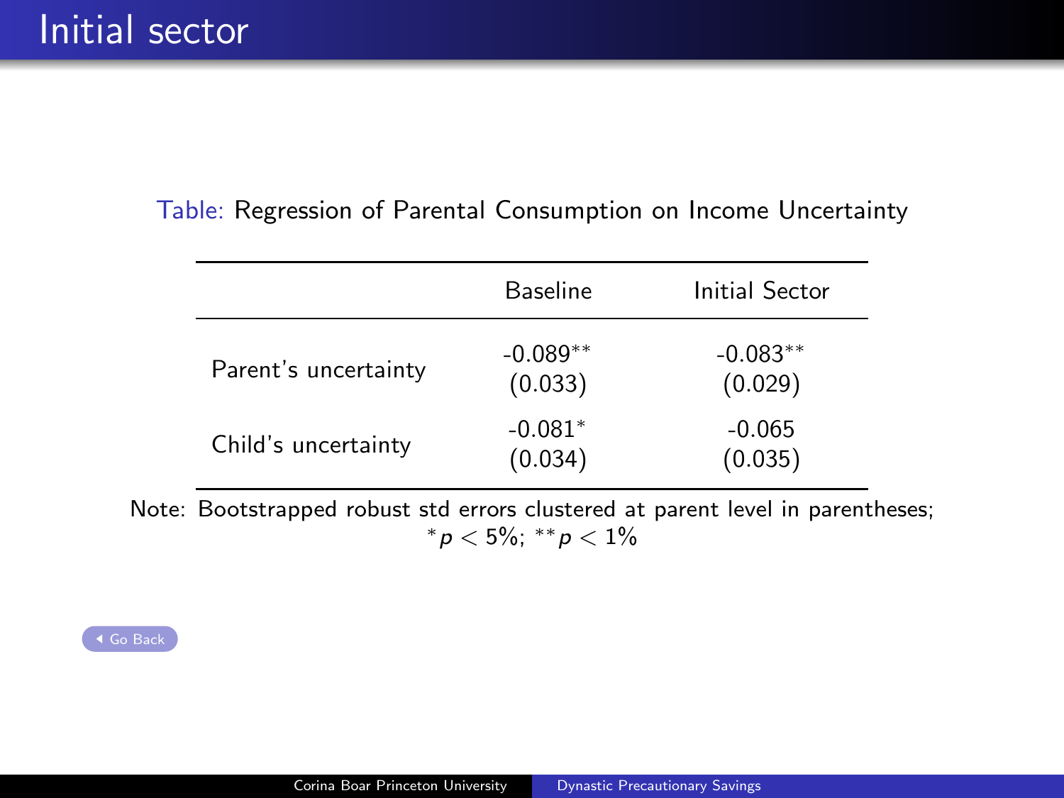# Initial sector

Table: Regression of Parental Consumption on Income Uncertainty

| | Baseline | Initial Sector |
|---|---|---|
| Parent's uncertainty | -0.089** | -0.083** |
| | (0.033) | (0.029) |
| Child's uncertainty | -0.081* | -0.065 |
| | (0.034) | (0.035) |

Note: Bootstrapped robust std errors clustered at parent level in parentheses; $^{*}p < 5\%$; $^{**}p < 1\%$

Go Back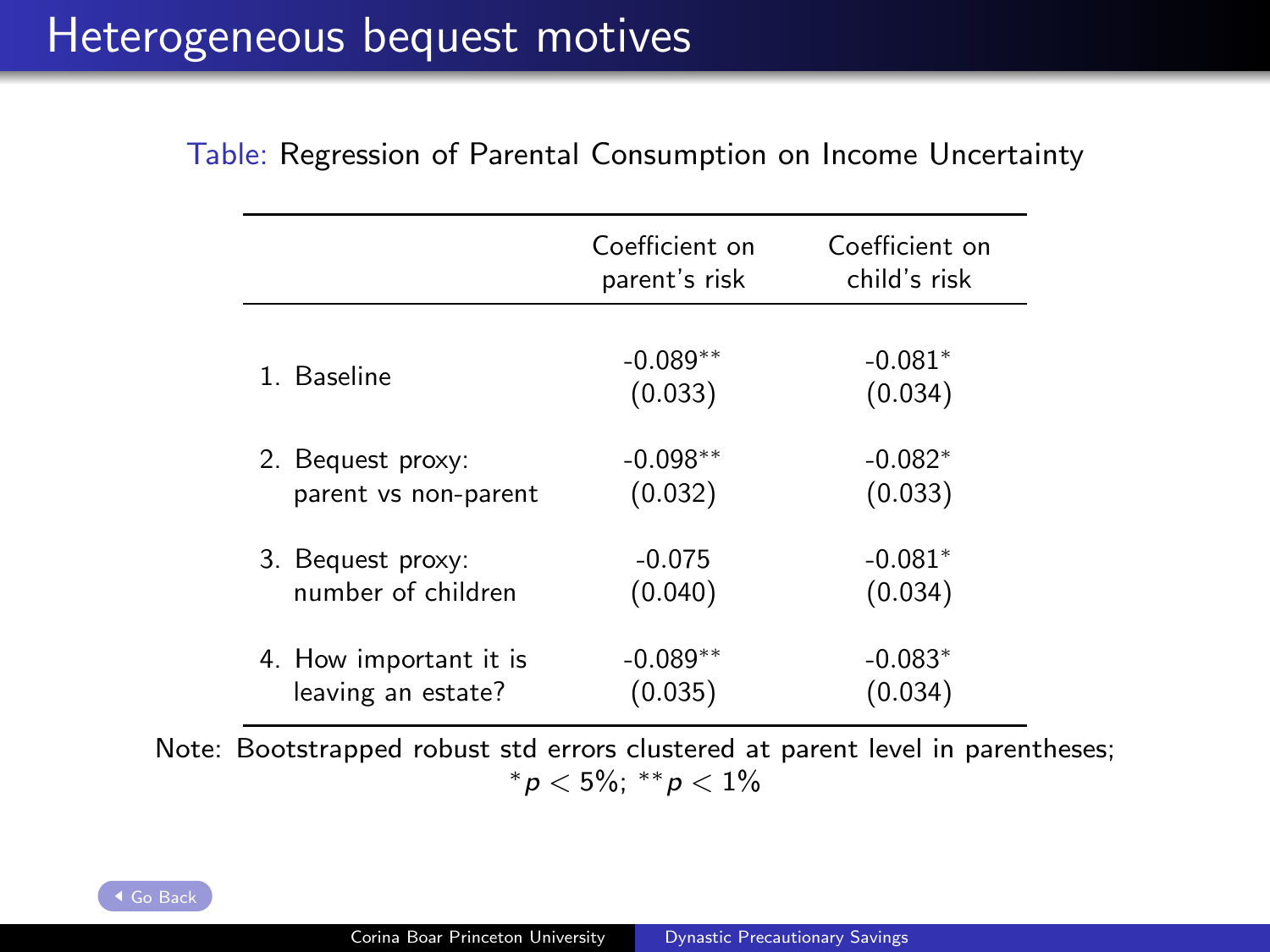# Heterogeneous bequest motives

Table: Regression of Parental Consumption on Income Uncertainty

| | Coefficient on parent's risk | Coefficient on child's risk |
|---|---|---|
| 1. Baseline | -0.089** (0.033) | -0.081* (0.034) |
| 2. Bequest proxy: parent vs non-parent | -0.098** (0.032) | -0.082* (0.033) |
| 3. Bequest proxy: number of children | -0.075 (0.040) | -0.081* (0.034) |
| 4. How important it is leaving an estate? | -0.089** (0.035) | -0.083* (0.034) |

Note: Bootstrapped robust std errors clustered at parent level in parentheses; $^{*}p < 5\%$; $^{**}p < 1\%$

Go Back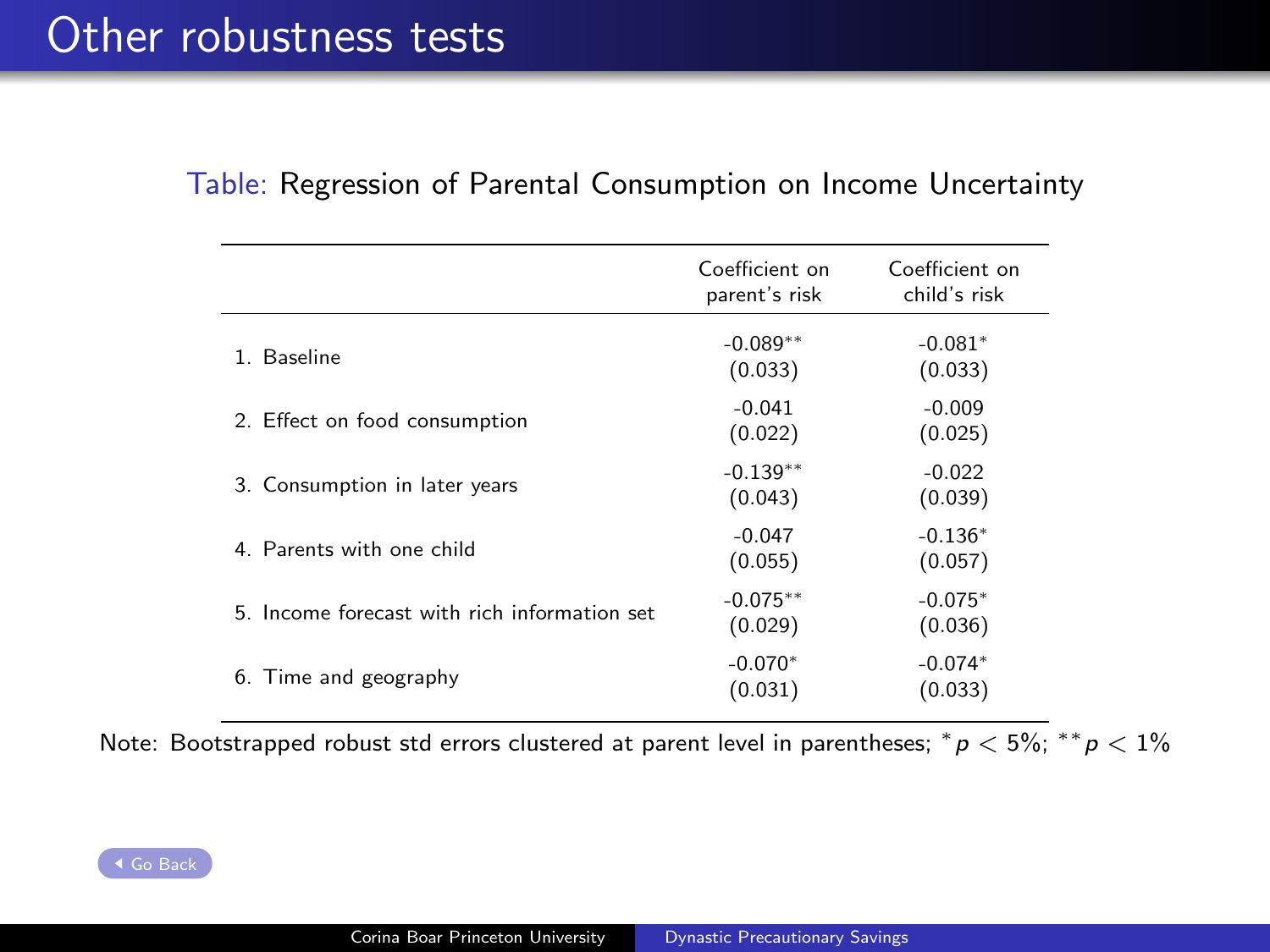# Other robustness tests

Table: Regression of Parental Consumption on Income Uncertainty

| | Coefficient on parent's risk | Coefficient on child's risk |
|---|---|---|
| 1. Baseline | -0.089** | -0.081* |
| | (0.033) | (0.033) |
| 2. Effect on food consumption | -0.041 | -0.009 |
| | (0.022) | (0.025) |
| 3. Consumption in later years | -0.139** | -0.022 |
| | (0.043) | (0.039) |
| 4. Parents with one child | -0.047 | -0.136* |
| | (0.055) | (0.057) |
| 5. Income forecast with rich information set | -0.075** | -0.075* |
| | (0.029) | (0.036) |
| 6. Time and geography | -0.070* | -0.074* |
| | (0.031) | (0.033) |

Note: Bootstrapped robust std errors clustered at parent level in parentheses; $^{*}p < 5\%$; $^{**}p < 1\%$

Go Back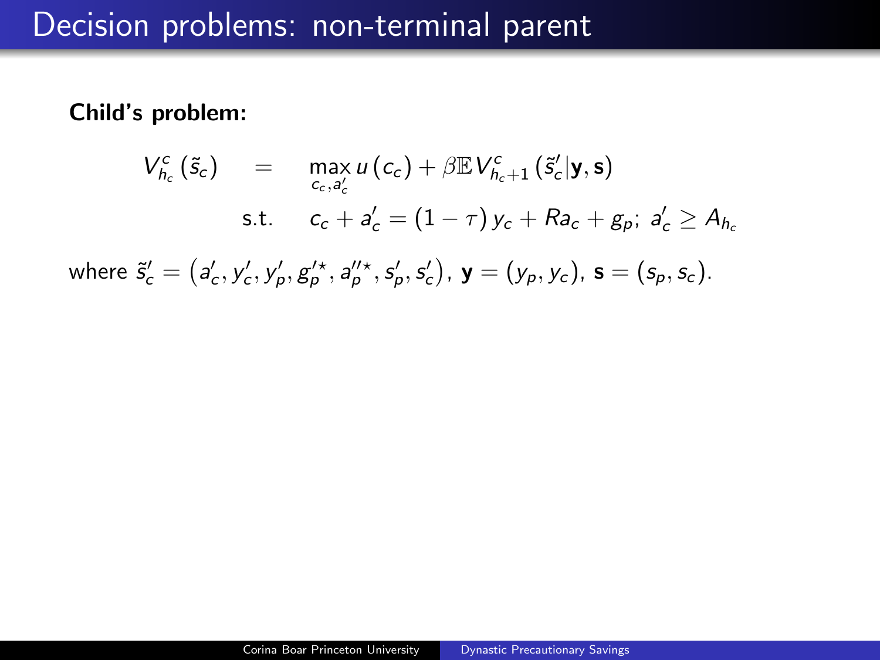# Decision problems: non-terminal parent

**Child's problem:**

$$
\begin{aligned}
V^{c}_{h_c}\left(\tilde{s}_c\right) \quad &= \quad \max_{c_c, a'_c} u\left(c_c\right) + \beta \mathbb{E} V^{c}_{h_c+1}\left(\tilde{s}'_c | \mathbf{y}, \mathbf{s}\right) \\
\text{s.t.} \quad & c_c + a'_c = \left(1-\tau\right) y_c + R a_c + g_p;\ a'_c \geq A_{h_c}
\end{aligned}
$$

where $\tilde{s}'_c = \left(a'_c, y'_c, y'_p, g'^{\star}_p, a''^{\star}_p, s'_p, s'_c\right)$, $\mathbf{y} = \left(y_p, y_c\right)$, $\mathbf{s} = \left(s_p, s_c\right)$.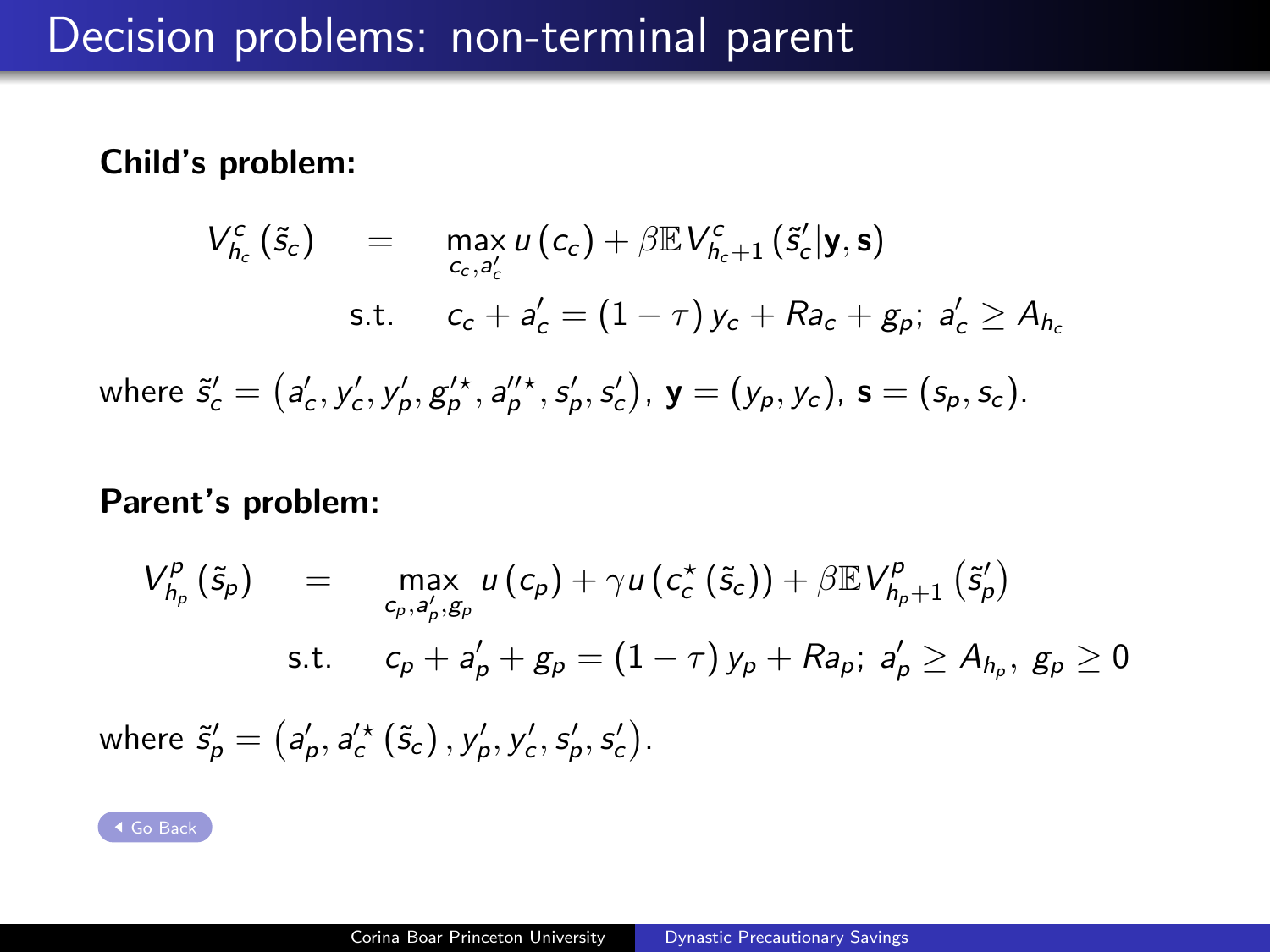# Decision problems: non-terminal parent

**Child's problem:**

$$
\begin{aligned}
V^c_{h_c}(\tilde{s}_c) \quad &= \quad \max_{c_c, a'_c} u(c_c) + \beta \mathbb{E} V^c_{h_c+1}(\tilde{s}'_c | \mathbf{y}, \mathbf{s}) \\
&\text{s.t.} \quad c_c + a'_c = (1-\tau) y_c + R a_c + g_p; \; a'_c \geq A_{h_c}
\end{aligned}
$$

where $\tilde{s}'_c = \left(a'_c, y'_c, y'_p, g'^{\star}_p, a''^{\star}_p, s'_p, s'_c\right)$, $\mathbf{y} = (y_p, y_c)$, $\mathbf{s} = (s_p, s_c)$.

**Parent's problem:**

$$
\begin{aligned}
V^p_{h_p}(\tilde{s}_p) \quad &= \quad \max_{c_p, a'_p, g_p} u(c_p) + \gamma u(c^{\star}_c(\tilde{s}_c)) + \beta \mathbb{E} V^p_{h_p+1}\left(\tilde{s}'_p\right) \\
&\text{s.t.} \quad c_p + a'_p + g_p = (1-\tau) y_p + R a_p; \; a'_p \geq A_{h_p}, \; g_p \geq 0
\end{aligned}
$$

where $\tilde{s}'_p = \left(a'_p, a'^{\star}_c(\tilde{s}_c), y'_p, y'_c, s'_p, s'_c\right)$.

Go Back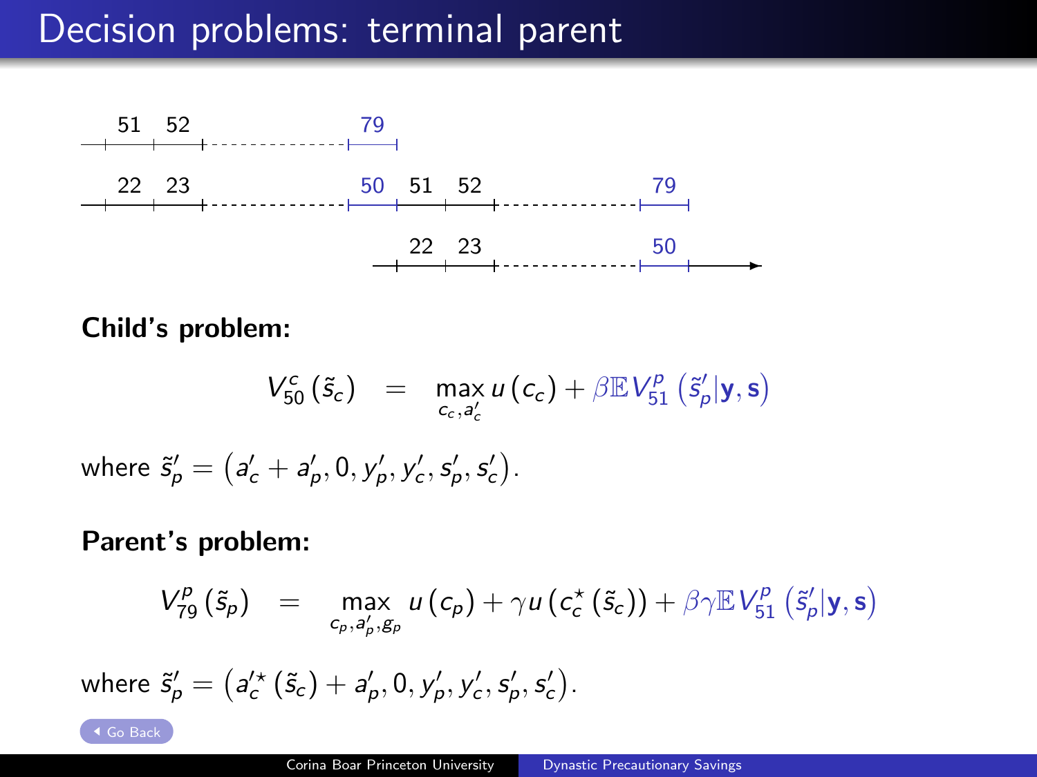# Decision problems: terminal parent

51 52 79

22 23 50 51 52 79

22 23 50

**Child's problem:**

$$V_{50}^{c}\left(\tilde{s}_c\right) = \max_{c_c, a_c'} u\left(c_c\right) + \beta \mathbb{E} V_{51}^{p}\left(\tilde{s}_p' | \mathbf{y}, \mathbf{s}\right)$$

where $\tilde{s}_p' = \left(a_c' + a_p', 0, y_p', y_c', s_p', s_c'\right)$.

**Parent's problem:**

$$V_{79}^{p}\left(\tilde{s}_p\right) = \max_{c_p, a_p', g_p} u\left(c_p\right) + \gamma u\left(c_c^{\star}\left(\tilde{s}_c\right)\right) + \beta \gamma \mathbb{E} V_{51}^{p}\left(\tilde{s}_p' | \mathbf{y}, \mathbf{s}\right)$$

where $\tilde{s}_p' = \left(a_c'^{\star}\left(\tilde{s}_c\right) + a_p', 0, y_p', y_c', s_p', s_c'\right)$.

Go Back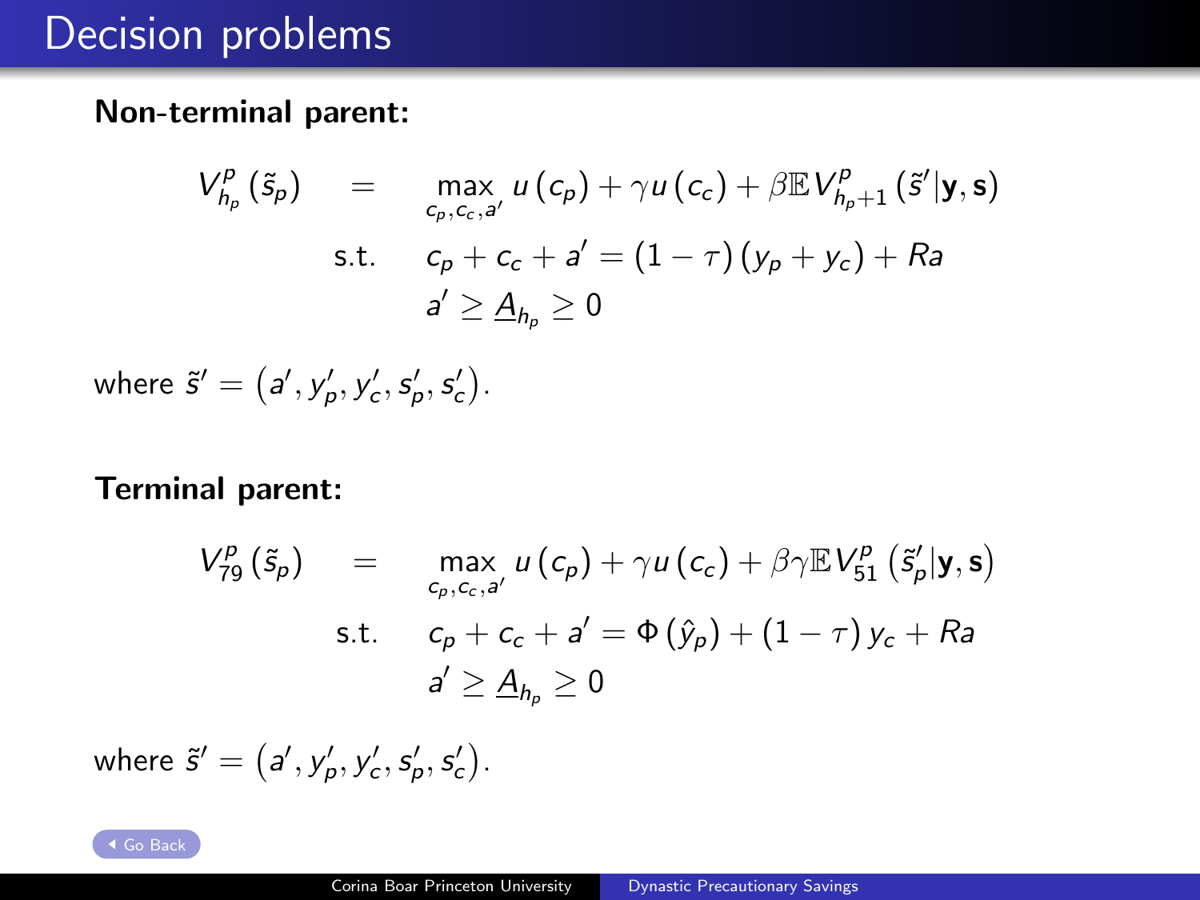# Decision problems

**Non-terminal parent:**

$$
\begin{aligned}
V^p_{h_p}(\tilde{s}_p) \quad &= \quad \max_{c_p, c_c, a'} u(c_p) + \gamma u(c_c) + \beta \mathbb{E} V^p_{h_p+1}(\tilde{s}' | \mathbf{y}, \mathbf{s}) \\
\text{s.t.} \quad & c_p + c_c + a' = (1-\tau)(y_p + y_c) + Ra \\
& a' \geq \underline{A}_{h_p} \geq 0
\end{aligned}
$$

where $\tilde{s}' = (a', y'_p, y'_c, s'_p, s'_c)$.

**Terminal parent:**

$$
\begin{aligned}
V^p_{79}(\tilde{s}_p) \quad &= \quad \max_{c_p, c_c, a'} u(c_p) + \gamma u(c_c) + \beta \gamma \mathbb{E} V^p_{51}(\tilde{s}'_p | \mathbf{y}, \mathbf{s}) \\
\text{s.t.} \quad & c_p + c_c + a' = \Phi(\hat{y}_p) + (1-\tau) y_c + Ra \\
& a' \geq \underline{A}_{h_p} \geq 0
\end{aligned}
$$

where $\tilde{s}' = (a', y'_p, y'_c, s'_p, s'_c)$.

Go Back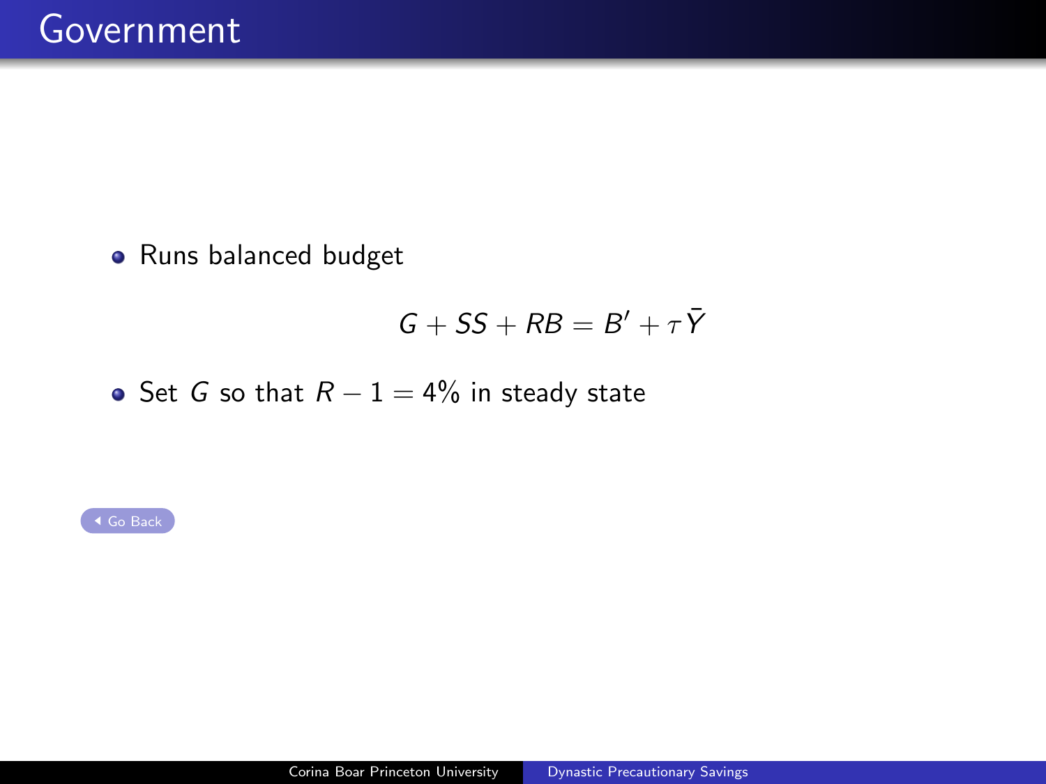# Government

- Runs balanced budget

$$G + SS + RB = B' + \tau \bar{Y}$$

- Set $G$ so that $R - 1 = 4\%$ in steady state

Go Back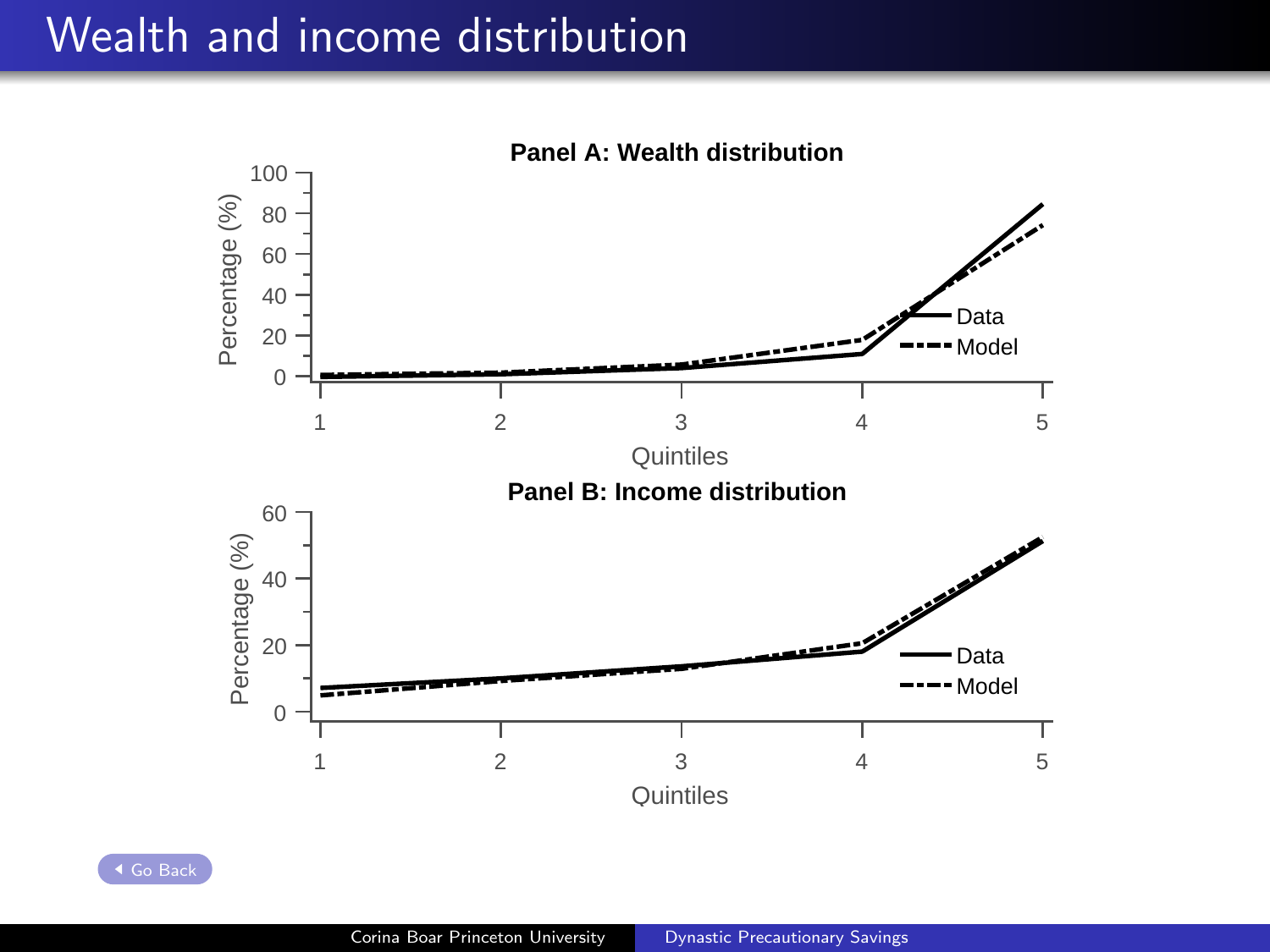# Wealth and income distribution

**Panel A: Wealth distribution**

Percentage (%)

100
80
60
40
20
0

1
2
3
4
5

Quintiles

Data
Model

**Panel B: Income distribution**

Percentage (%)

60
40
20
0

1
2
3
4
5

Quintiles

Data
Model

Go Back